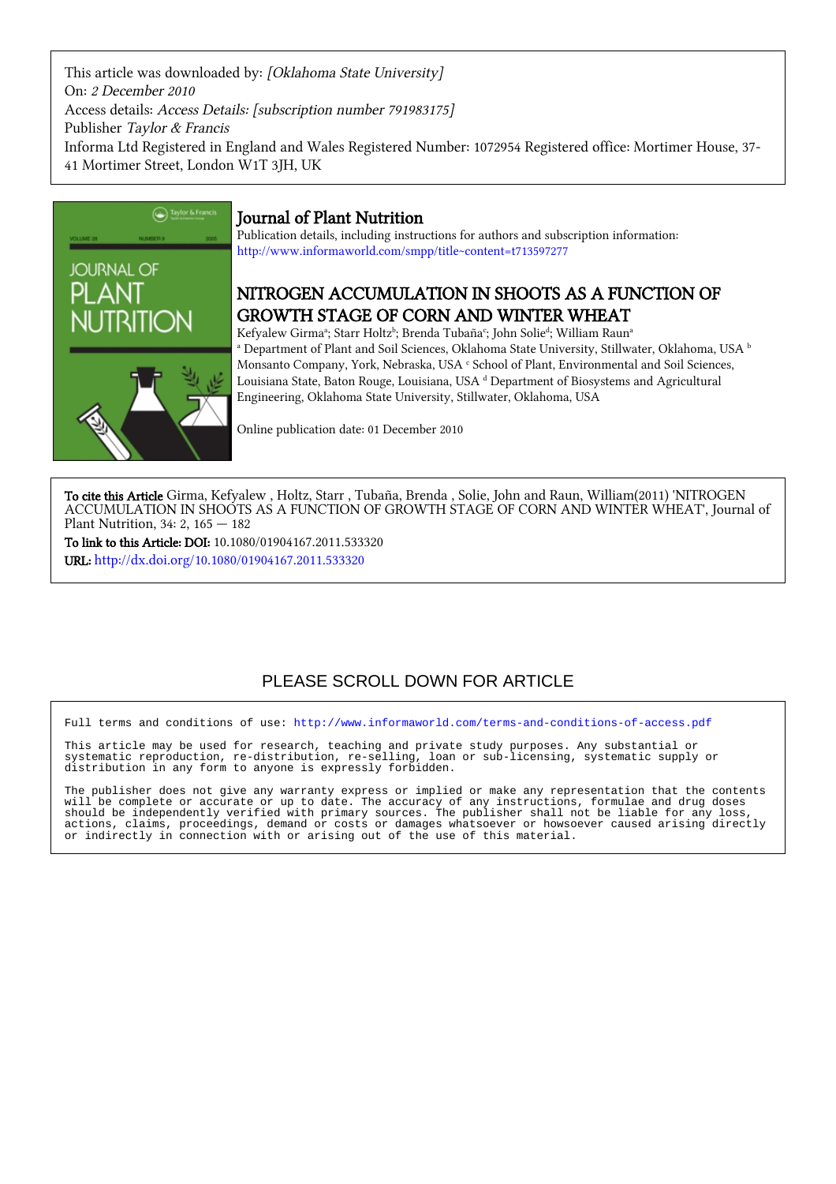This article was downloaded by: *[Oklahoma State University]*
On: *2 December 2010*
Access details: *Access Details: [subscription number 791983175]*
Publisher *Taylor & Francis*
Informa Ltd Registered in England and Wales Registered Number: 1072954 Registered office: Mortimer House, 37-41 Mortimer Street, London W1T 3JH, UK

# Journal of Plant Nutrition

Publication details, including instructions for authors and subscription information:
http://www.informaworld.com/smpp/title~content=t713597277

## NITROGEN ACCUMULATION IN SHOOTS AS A FUNCTION OF GROWTH STAGE OF CORN AND WINTER WHEAT

Kefyalew Girma[a]; Starr Holtz[b]; Brenda Tubaña[c]; John Solie[d]; William Raun[a]

[a] Department of Plant and Soil Sciences, Oklahoma State University, Stillwater, Oklahoma, USA [b] Monsanto Company, York, Nebraska, USA [c] School of Plant, Environmental and Soil Sciences, Louisiana State, Baton Rouge, Louisiana, USA [d] Department of Biosystems and Agricultural Engineering, Oklahoma State University, Stillwater, Oklahoma, USA

Online publication date: 01 December 2010

**To cite this Article** Girma, Kefyalew , Holtz, Starr , Tubaña, Brenda , Solie, John and Raun, William(2011) 'NITROGEN ACCUMULATION IN SHOOTS AS A FUNCTION OF GROWTH STAGE OF CORN AND WINTER WHEAT', Journal of Plant Nutrition, 34: 2, 165 — 182

**To link to this Article: DOI:** 10.1080/01904167.2011.533320

**URL:** http://dx.doi.org/10.1080/01904167.2011.533320

PLEASE SCROLL DOWN FOR ARTICLE

Full terms and conditions of use: http://www.informaworld.com/terms-and-conditions-of-access.pdf

This article may be used for research, teaching and private study purposes. Any substantial or systematic reproduction, re-distribution, re-selling, loan or sub-licensing, systematic supply or distribution in any form to anyone is expressly forbidden.

The publisher does not give any warranty express or implied or make any representation that the contents will be complete or accurate or up to date. The accuracy of any instructions, formulae and drug doses should be independently verified with primary sources. The publisher shall not be liable for any loss, actions, claims, proceedings, demand or costs or damages whatsoever or howsoever caused arising directly or indirectly in connection with or arising out of the use of this material.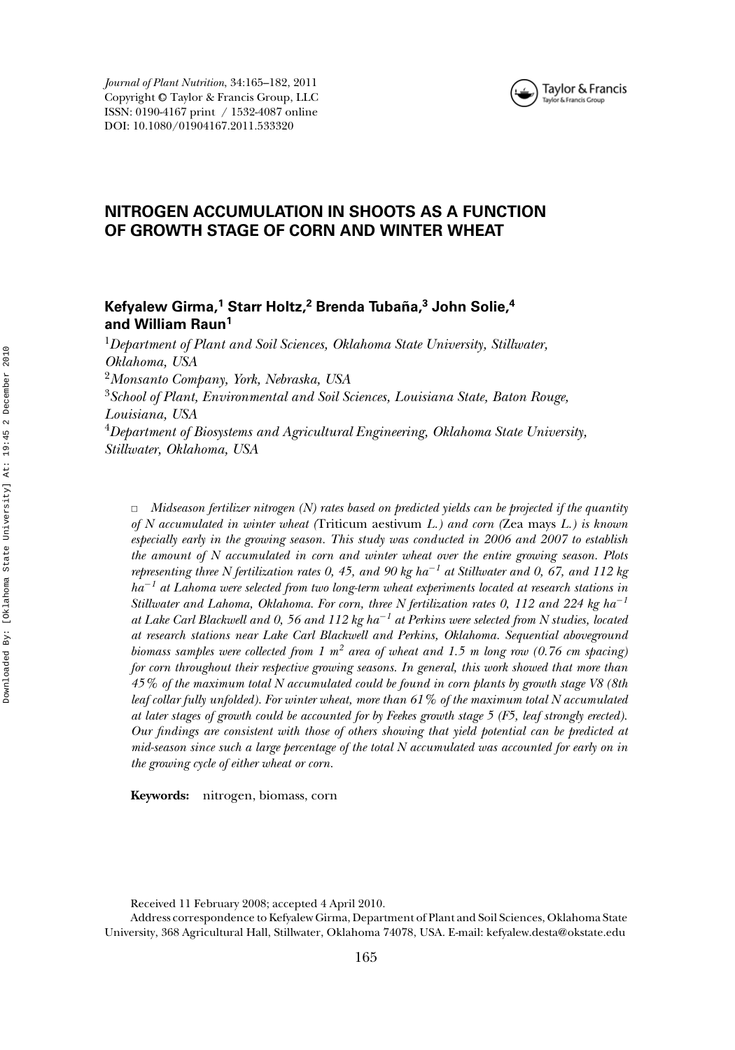Journal of Plant Nutrition, 34:165–182, 2011
Copyright © Taylor & Francis Group, LLC
ISSN: 0190-4167 print / 1532-4087 online
DOI: 10.1080/01904167.2011.533320

# NITROGEN ACCUMULATION IN SHOOTS AS A FUNCTION OF GROWTH STAGE OF CORN AND WINTER WHEAT

**Kefyalew Girma,[1] Starr Holtz,[2] Brenda Tubaña,[3] John Solie,[4] and William Raun[1]**

[1]*Department of Plant and Soil Sciences, Oklahoma State University, Stillwater, Oklahoma, USA*

[2]*Monsanto Company, York, Nebraska, USA*

[3]*School of Plant, Environmental and Soil Sciences, Louisiana State, Baton Rouge, Louisiana, USA*

[4]*Department of Biosystems and Agricultural Engineering, Oklahoma State University, Stillwater, Oklahoma, USA*

□ *Midseason fertilizer nitrogen (N) rates based on predicted yields can be projected if the quantity of N accumulated in winter wheat (*Triticum aestivum *L.) and corn (*Zea mays *L.) is known especially early in the growing season. This study was conducted in 2006 and 2007 to establish the amount of N accumulated in corn and winter wheat over the entire growing season. Plots representing three N fertilization rates 0, 45, and 90 kg ha$^{-1}$ at Stillwater and 0, 67, and 112 kg ha$^{-1}$ at Lahoma were selected from two long-term wheat experiments located at research stations in Stillwater and Lahoma, Oklahoma. For corn, three N fertilization rates 0, 112 and 224 kg ha$^{-1}$ at Lake Carl Blackwell and 0, 56 and 112 kg ha$^{-1}$ at Perkins were selected from N studies, located at research stations near Lake Carl Blackwell and Perkins, Oklahoma. Sequential aboveground biomass samples were collected from 1 m$^2$ area of wheat and 1.5 m long row (0.76 cm spacing) for corn throughout their respective growing seasons. In general, this work showed that more than 45% of the maximum total N accumulated could be found in corn plants by growth stage V8 (8th leaf collar fully unfolded). For winter wheat, more than 61% of the maximum total N accumulated at later stages of growth could be accounted for by Feekes growth stage 5 (F5, leaf strongly erected). Our findings are consistent with those of others showing that yield potential can be predicted at mid-season since such a large percentage of the total N accumulated was accounted for early on in the growing cycle of either wheat or corn.*

**Keywords:** nitrogen, biomass, corn

Received 11 February 2008; accepted 4 April 2010.

Address correspondence to Kefyalew Girma, Department of Plant and Soil Sciences, Oklahoma State University, 368 Agricultural Hall, Stillwater, Oklahoma 74078, USA. E-mail: kefyalew.desta@okstate.edu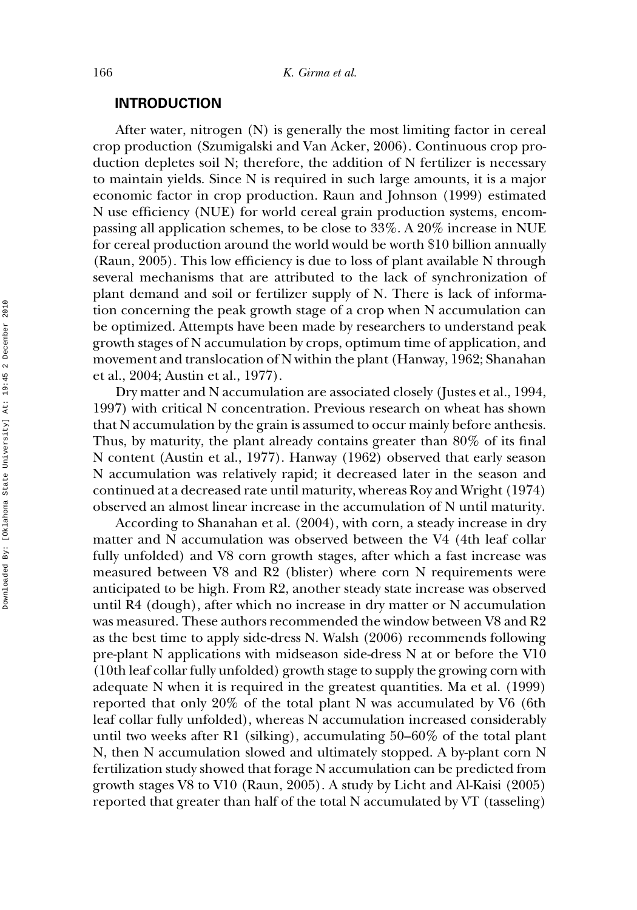## INTRODUCTION

After water, nitrogen (N) is generally the most limiting factor in cereal crop production (Szumigalski and Van Acker, 2006). Continuous crop production depletes soil N; therefore, the addition of N fertilizer is necessary to maintain yields. Since N is required in such large amounts, it is a major economic factor in crop production. Raun and Johnson (1999) estimated N use efficiency (NUE) for world cereal grain production systems, encompassing all application schemes, to be close to 33%. A 20% increase in NUE for cereal production around the world would be worth \$10 billion annually (Raun, 2005). This low efficiency is due to loss of plant available N through several mechanisms that are attributed to the lack of synchronization of plant demand and soil or fertilizer supply of N. There is lack of information concerning the peak growth stage of a crop when N accumulation can be optimized. Attempts have been made by researchers to understand peak growth stages of N accumulation by crops, optimum time of application, and movement and translocation of N within the plant (Hanway, 1962; Shanahan et al., 2004; Austin et al., 1977).

Dry matter and N accumulation are associated closely (Justes et al., 1994, 1997) with critical N concentration. Previous research on wheat has shown that N accumulation by the grain is assumed to occur mainly before anthesis. Thus, by maturity, the plant already contains greater than 80% of its final N content (Austin et al., 1977). Hanway (1962) observed that early season N accumulation was relatively rapid; it decreased later in the season and continued at a decreased rate until maturity, whereas Roy and Wright (1974) observed an almost linear increase in the accumulation of N until maturity.

According to Shanahan et al. (2004), with corn, a steady increase in dry matter and N accumulation was observed between the V4 (4th leaf collar fully unfolded) and V8 corn growth stages, after which a fast increase was measured between V8 and R2 (blister) where corn N requirements were anticipated to be high. From R2, another steady state increase was observed until R4 (dough), after which no increase in dry matter or N accumulation was measured. These authors recommended the window between V8 and R2 as the best time to apply side-dress N. Walsh (2006) recommends following pre-plant N applications with midseason side-dress N at or before the V10 (10th leaf collar fully unfolded) growth stage to supply the growing corn with adequate N when it is required in the greatest quantities. Ma et al. (1999) reported that only 20% of the total plant N was accumulated by V6 (6th leaf collar fully unfolded), whereas N accumulation increased considerably until two weeks after R1 (silking), accumulating 50–60% of the total plant N, then N accumulation slowed and ultimately stopped. A by-plant corn N fertilization study showed that forage N accumulation can be predicted from growth stages V8 to V10 (Raun, 2005). A study by Licht and Al-Kaisi (2005) reported that greater than half of the total N accumulated by VT (tasseling)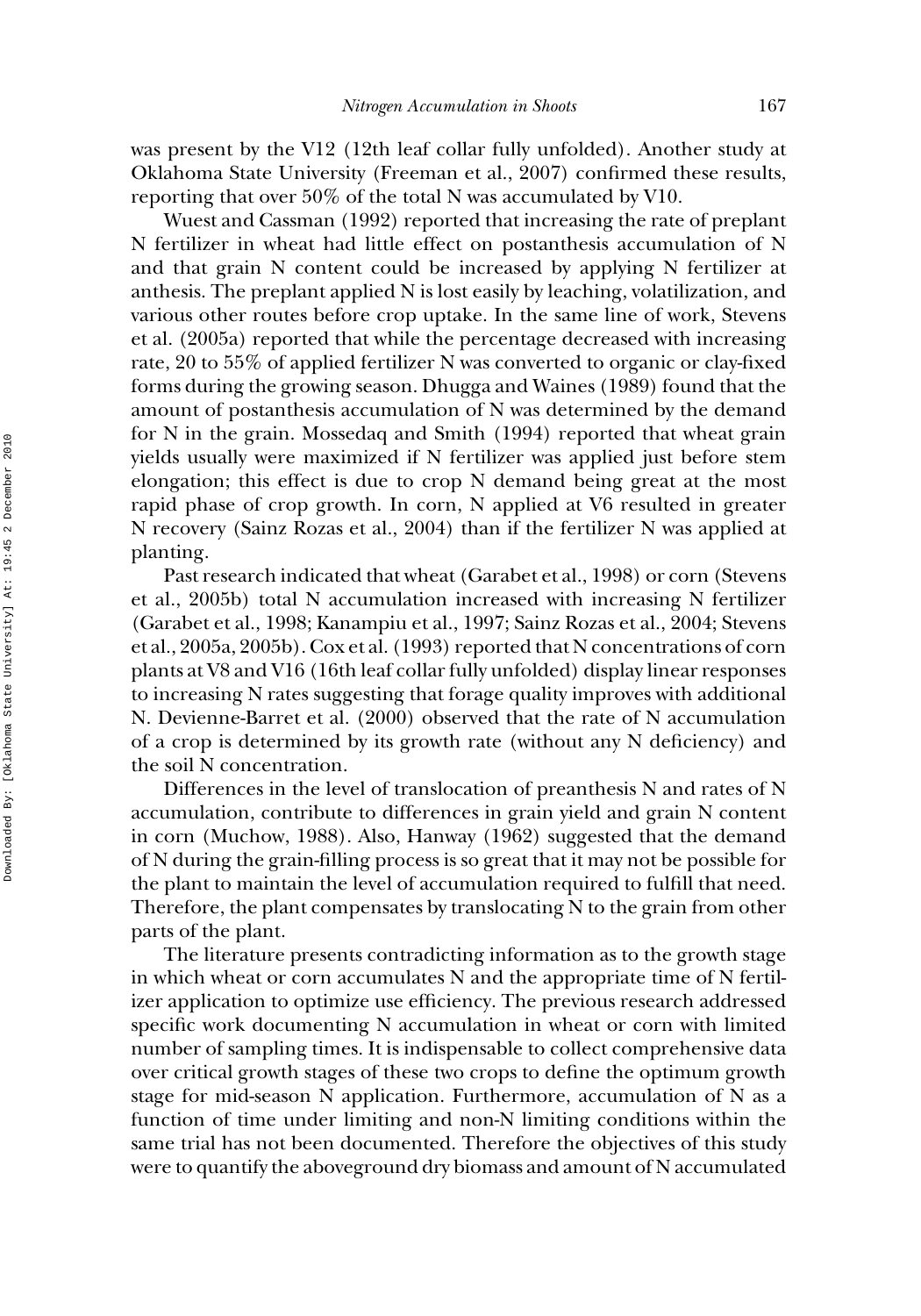was present by the V12 (12th leaf collar fully unfolded). Another study at Oklahoma State University (Freeman et al., 2007) confirmed these results, reporting that over 50% of the total N was accumulated by V10.

Wuest and Cassman (1992) reported that increasing the rate of preplant N fertilizer in wheat had little effect on postanthesis accumulation of N and that grain N content could be increased by applying N fertilizer at anthesis. The preplant applied N is lost easily by leaching, volatilization, and various other routes before crop uptake. In the same line of work, Stevens et al. (2005a) reported that while the percentage decreased with increasing rate, 20 to 55% of applied fertilizer N was converted to organic or clay-fixed forms during the growing season. Dhugga and Waines (1989) found that the amount of postanthesis accumulation of N was determined by the demand for N in the grain. Mossedaq and Smith (1994) reported that wheat grain yields usually were maximized if N fertilizer was applied just before stem elongation; this effect is due to crop N demand being great at the most rapid phase of crop growth. In corn, N applied at V6 resulted in greater N recovery (Sainz Rozas et al., 2004) than if the fertilizer N was applied at planting.

Past research indicated that wheat (Garabet et al., 1998) or corn (Stevens et al., 2005b) total N accumulation increased with increasing N fertilizer (Garabet et al., 1998; Kanampiu et al., 1997; Sainz Rozas et al., 2004; Stevens et al., 2005a, 2005b). Cox et al. (1993) reported that N concentrations of corn plants at V8 and V16 (16th leaf collar fully unfolded) display linear responses to increasing N rates suggesting that forage quality improves with additional N. Devienne-Barret et al. (2000) observed that the rate of N accumulation of a crop is determined by its growth rate (without any N deficiency) and the soil N concentration.

Differences in the level of translocation of preanthesis N and rates of N accumulation, contribute to differences in grain yield and grain N content in corn (Muchow, 1988). Also, Hanway (1962) suggested that the demand of N during the grain-filling process is so great that it may not be possible for the plant to maintain the level of accumulation required to fulfill that need. Therefore, the plant compensates by translocating N to the grain from other parts of the plant.

The literature presents contradicting information as to the growth stage in which wheat or corn accumulates N and the appropriate time of N fertilizer application to optimize use efficiency. The previous research addressed specific work documenting N accumulation in wheat or corn with limited number of sampling times. It is indispensable to collect comprehensive data over critical growth stages of these two crops to define the optimum growth stage for mid-season N application. Furthermore, accumulation of N as a function of time under limiting and non-N limiting conditions within the same trial has not been documented. Therefore the objectives of this study were to quantify the aboveground dry biomass and amount of N accumulated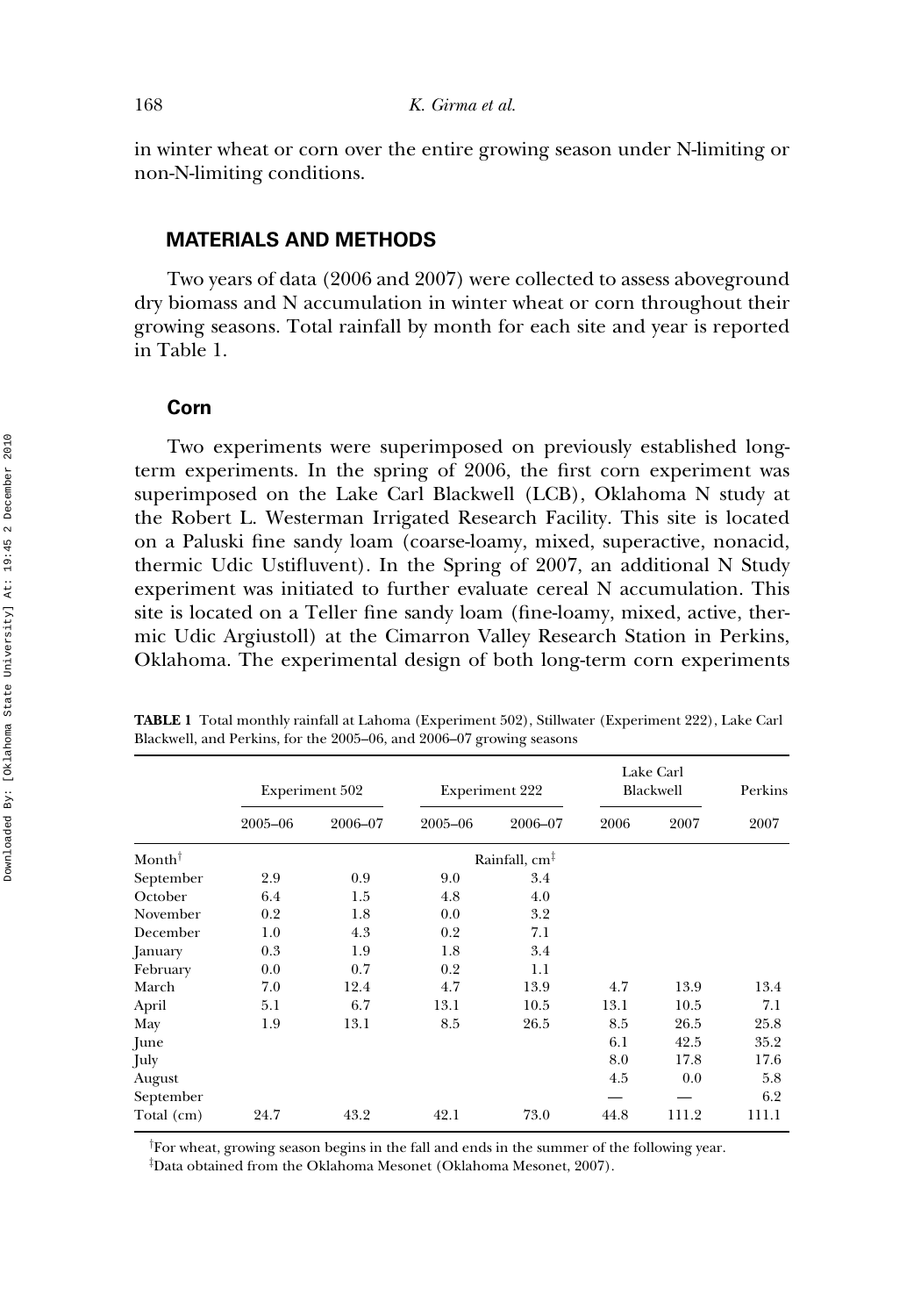in winter wheat or corn over the entire growing season under N-limiting or non-N-limiting conditions.

## MATERIALS AND METHODS

Two years of data (2006 and 2007) were collected to assess aboveground dry biomass and N accumulation in winter wheat or corn throughout their growing seasons. Total rainfall by month for each site and year is reported in Table 1.

### Corn

Two experiments were superimposed on previously established long-term experiments. In the spring of 2006, the first corn experiment was superimposed on the Lake Carl Blackwell (LCB), Oklahoma N study at the Robert L. Westerman Irrigated Research Facility. This site is located on a Paluski fine sandy loam (coarse-loamy, mixed, superactive, nonacid, thermic Udic Ustifluvent). In the Spring of 2007, an additional N Study experiment was initiated to further evaluate cereal N accumulation. This site is located on a Teller fine sandy loam (fine-loamy, mixed, active, thermic Udic Argiustoll) at the Cimarron Valley Research Station in Perkins, Oklahoma. The experimental design of both long-term corn experiments

**TABLE 1** Total monthly rainfall at Lahoma (Experiment 502), Stillwater (Experiment 222), Lake Carl Blackwell, and Perkins, for the 2005–06, and 2006–07 growing seasons

| | Experiment 502 | | Experiment 222 | | Lake Carl Blackwell | | Perkins |
|---|---|---|---|---|---|---|---|
| | 2005–06 | 2006–07 | 2005–06 | 2006–07 | 2006 | 2007 | 2007 |
| Month[†] | | | Rainfall, cm[‡] | | | | |
| September | 2.9 | 0.9 | 9.0 | 3.4 | | | |
| October | 6.4 | 1.5 | 4.8 | 4.0 | | | |
| November | 0.2 | 1.8 | 0.0 | 3.2 | | | |
| December | 1.0 | 4.3 | 0.2 | 7.1 | | | |
| January | 0.3 | 1.9 | 1.8 | 3.4 | | | |
| February | 0.0 | 0.7 | 0.2 | 1.1 | | | |
| March | 7.0 | 12.4 | 4.7 | 13.9 | 4.7 | 13.9 | 13.4 |
| April | 5.1 | 6.7 | 13.1 | 10.5 | 13.1 | 10.5 | 7.1 |
| May | 1.9 | 13.1 | 8.5 | 26.5 | 8.5 | 26.5 | 25.8 |
| June | | | | | 6.1 | 42.5 | 35.2 |
| July | | | | | 8.0 | 17.8 | 17.6 |
| August | | | | | 4.5 | 0.0 | 5.8 |
| September | | | | | — | — | 6.2 |
| Total (cm) | 24.7 | 43.2 | 42.1 | 73.0 | 44.8 | 111.2 | 111.1 |

[†]For wheat, growing season begins in the fall and ends in the summer of the following year.

[‡]Data obtained from the Oklahoma Mesonet (Oklahoma Mesonet, 2007).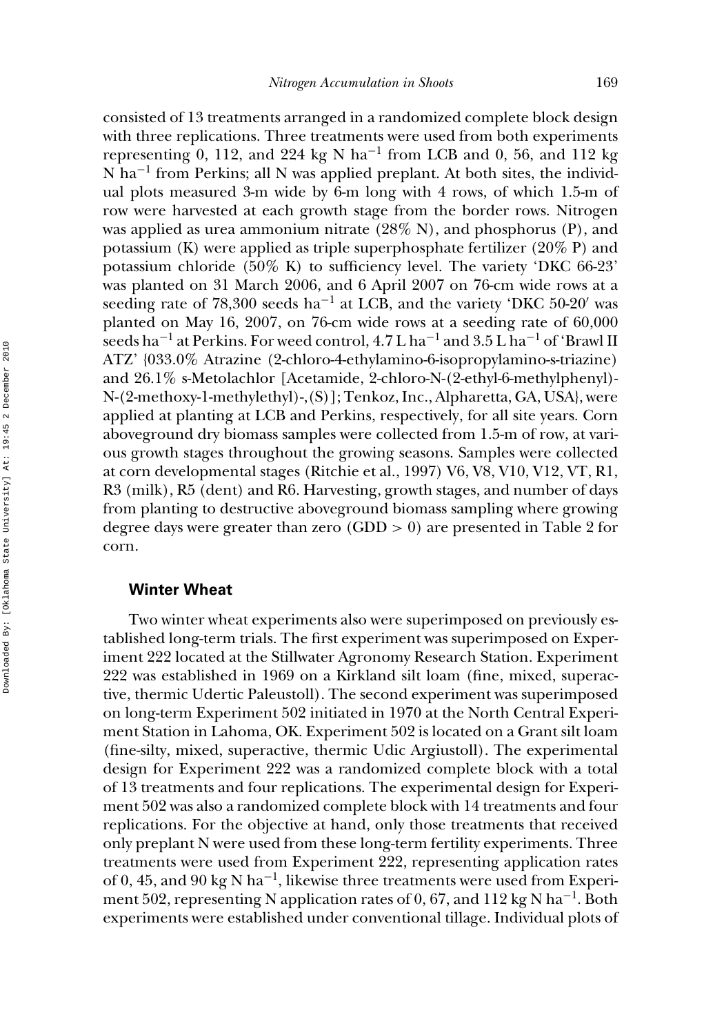consisted of 13 treatments arranged in a randomized complete block design with three replications. Three treatments were used from both experiments representing 0, 112, and 224 kg N ha$^{-1}$ from LCB and 0, 56, and 112 kg N ha$^{-1}$ from Perkins; all N was applied preplant. At both sites, the individual plots measured 3-m wide by 6-m long with 4 rows, of which 1.5-m of row were harvested at each growth stage from the border rows. Nitrogen was applied as urea ammonium nitrate (28% N), and phosphorus (P), and potassium (K) were applied as triple superphosphate fertilizer (20% P) and potassium chloride (50% K) to sufficiency level. The variety 'DKC 66-23' was planted on 31 March 2006, and 6 April 2007 on 76-cm wide rows at a seeding rate of 78,300 seeds ha$^{-1}$ at LCB, and the variety 'DKC 50-20′' was planted on May 16, 2007, on 76-cm wide rows at a seeding rate of 60,000 seeds ha$^{-1}$ at Perkins. For weed control, 4.7 L ha$^{-1}$ and 3.5 L ha$^{-1}$ of 'Brawl II ATZ' {033.0% Atrazine (2-chloro-4-ethylamino-6-isopropylamino-s-triazine) and 26.1% s-Metolachlor [Acetamide, 2-chloro-N-(2-ethyl-6-methylphenyl)-N-(2-methoxy-1-methylethyl)-,(S)]; Tenkoz, Inc., Alpharetta, GA, USA}, were applied at planting at LCB and Perkins, respectively, for all site years. Corn aboveground dry biomass samples were collected from 1.5-m of row, at various growth stages throughout the growing seasons. Samples were collected at corn developmental stages (Ritchie et al., 1997) V6, V8, V10, V12, VT, R1, R3 (milk), R5 (dent) and R6. Harvesting, growth stages, and number of days from planting to destructive aboveground biomass sampling where growing degree days were greater than zero (GDD > 0) are presented in Table 2 for corn.

### Winter Wheat

Two winter wheat experiments also were superimposed on previously established long-term trials. The first experiment was superimposed on Experiment 222 located at the Stillwater Agronomy Research Station. Experiment 222 was established in 1969 on a Kirkland silt loam (fine, mixed, superactive, thermic Udertic Paleustoll). The second experiment was superimposed on long-term Experiment 502 initiated in 1970 at the North Central Experiment Station in Lahoma, OK. Experiment 502 is located on a Grant silt loam (fine-silty, mixed, superactive, thermic Udic Argiustoll). The experimental design for Experiment 222 was a randomized complete block with a total of 13 treatments and four replications. The experimental design for Experiment 502 was also a randomized complete block with 14 treatments and four replications. For the objective at hand, only those treatments that received only preplant N were used from these long-term fertility experiments. Three treatments were used from Experiment 222, representing application rates of 0, 45, and 90 kg N ha$^{-1}$, likewise three treatments were used from Experiment 502, representing N application rates of 0, 67, and 112 kg N ha$^{-1}$. Both experiments were established under conventional tillage. Individual plots of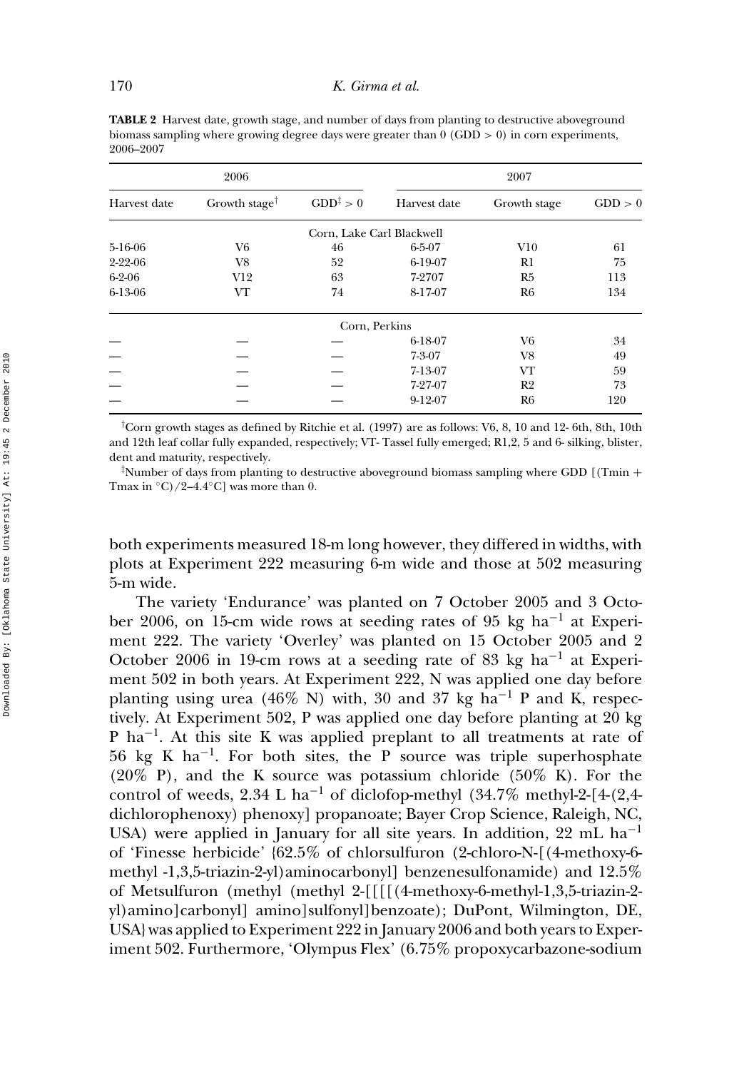**TABLE 2** Harvest date, growth stage, and number of days from planting to destructive aboveground biomass sampling where growing degree days were greater than 0 (GDD > 0) in corn experiments, 2006–2007

| 2006 | | | 2007 | | |
|---|---|---|---|---|---|
| Harvest date | Growth stage[†] | GDD[‡] > 0 | Harvest date | Growth stage | GDD > 0 |
| | | Corn, Lake Carl Blackwell | | | |
| 5-16-06 | V6 | 46 | 6-5-07 | V10 | 61 |
| 2-22-06 | V8 | 52 | 6-19-07 | R1 | 75 |
| 6-2-06 | V12 | 63 | 7-2707 | R5 | 113 |
| 6-13-06 | VT | 74 | 8-17-07 | R6 | 134 |
| | | Corn, Perkins | | | |
| — | — | — | 6-18-07 | V6 | 34 |
| — | — | — | 7-3-07 | V8 | 49 |
| — | — | — | 7-13-07 | VT | 59 |
| — | — | — | 7-27-07 | R2 | 73 |
| — | — | — | 9-12-07 | R6 | 120 |

[†]Corn growth stages as defined by Ritchie et al. (1997) are as follows: V6, 8, 10 and 12- 6th, 8th, 10th and 12th leaf collar fully expanded, respectively; VT- Tassel fully emerged; R1,2, 5 and 6- silking, blister, dent and maturity, respectively.

[‡]Number of days from planting to destructive aboveground biomass sampling where GDD [(Tmin + Tmax in °C)/2–4.4°C] was more than 0.

both experiments measured 18-m long however, they differed in widths, with plots at Experiment 222 measuring 6-m wide and those at 502 measuring 5-m wide.

The variety 'Endurance' was planted on 7 October 2005 and 3 October 2006, on 15-cm wide rows at seeding rates of 95 kg ha$^{-1}$ at Experiment 222. The variety 'Overley' was planted on 15 October 2005 and 2 October 2006 in 19-cm rows at a seeding rate of 83 kg ha$^{-1}$ at Experiment 502 in both years. At Experiment 222, N was applied one day before planting using urea (46% N) with, 30 and 37 kg ha$^{-1}$ P and K, respectively. At Experiment 502, P was applied one day before planting at 20 kg P ha$^{-1}$. At this site K was applied preplant to all treatments at rate of 56 kg K ha$^{-1}$. For both sites, the P source was triple superhosphate (20% P), and the K source was potassium chloride (50% K). For the control of weeds, 2.34 L ha$^{-1}$ of diclofop-methyl (34.7% methyl-2-[4-(2,4-dichlorophenoxy) phenoxy] propanoate; Bayer Crop Science, Raleigh, NC, USA) were applied in January for all site years. In addition, 22 mL ha$^{-1}$ of 'Finesse herbicide' {62.5% of chlorsulfuron (2-chloro-N-[(4-methoxy-6-methyl -1,3,5-triazin-2-yl)aminocarbonyl] benzenesulfonamide) and 12.5% of Metsulfuron (methyl (methyl 2-[[[[(4-methoxy-6-methyl-1,3,5-triazin-2-yl)amino]carbonyl] amino]sulfonyl]benzoate); DuPont, Wilmington, DE, USA} was applied to Experiment 222 in January 2006 and both years to Experiment 502. Furthermore, 'Olympus Flex' (6.75% propoxycarbazone-sodium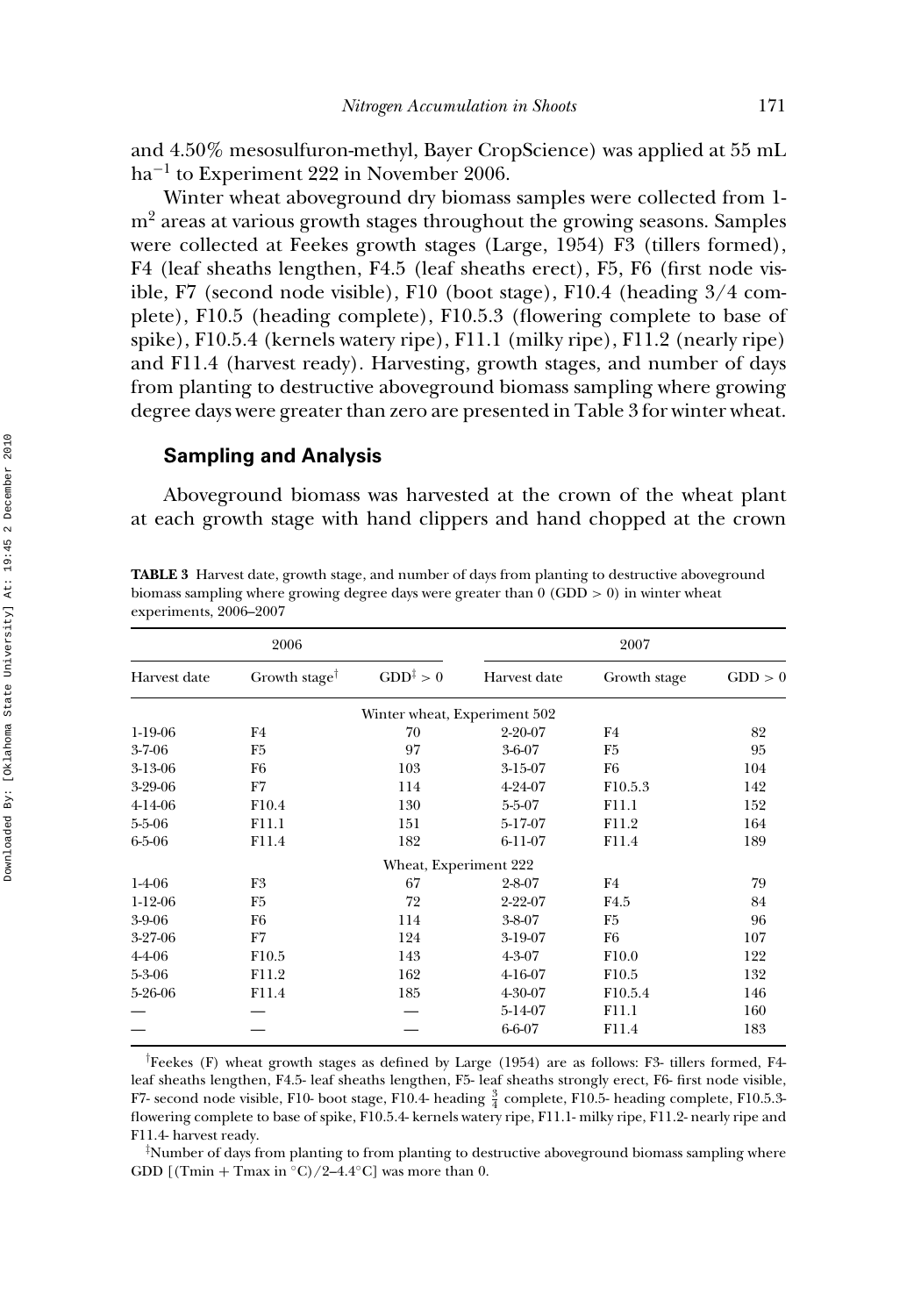and 4.50% mesosulfuron-methyl, Bayer CropScience) was applied at 55 mL ha$^{-1}$ to Experiment 222 in November 2006.

Winter wheat aboveground dry biomass samples were collected from 1-m$^2$ areas at various growth stages throughout the growing seasons. Samples were collected at Feekes growth stages (Large, 1954) F3 (tillers formed), F4 (leaf sheaths lengthen, F4.5 (leaf sheaths erect), F5, F6 (first node visible, F7 (second node visible), F10 (boot stage), F10.4 (heading 3/4 complete), F10.5 (heading complete), F10.5.3 (flowering complete to base of spike), F10.5.4 (kernels watery ripe), F11.1 (milky ripe), F11.2 (nearly ripe) and F11.4 (harvest ready). Harvesting, growth stages, and number of days from planting to destructive aboveground biomass sampling where growing degree days were greater than zero are presented in Table 3 for winter wheat.

## Sampling and Analysis

Aboveground biomass was harvested at the crown of the wheat plant at each growth stage with hand clippers and hand chopped at the crown

**TABLE 3** Harvest date, growth stage, and number of days from planting to destructive aboveground biomass sampling where growing degree days were greater than 0 (GDD > 0) in winter wheat experiments, 2006–2007

| 2006 | | | 2007 | | |
|---|---|---|---|---|---|
| Harvest date | Growth stage† | GDD‡ > 0 | Harvest date | Growth stage | GDD > 0 |
| | | Winter wheat, Experiment 502 | | | |
| 1-19-06 | F4 | 70 | 2-20-07 | F4 | 82 |
| 3-7-06 | F5 | 97 | 3-6-07 | F5 | 95 |
| 3-13-06 | F6 | 103 | 3-15-07 | F6 | 104 |
| 3-29-06 | F7 | 114 | 4-24-07 | F10.5.3 | 142 |
| 4-14-06 | F10.4 | 130 | 5-5-07 | F11.1 | 152 |
| 5-5-06 | F11.1 | 151 | 5-17-07 | F11.2 | 164 |
| 6-5-06 | F11.4 | 182 | 6-11-07 | F11.4 | 189 |
| | | Wheat, Experiment 222 | | | |
| 1-4-06 | F3 | 67 | 2-8-07 | F4 | 79 |
| 1-12-06 | F5 | 72 | 2-22-07 | F4.5 | 84 |
| 3-9-06 | F6 | 114 | 3-8-07 | F5 | 96 |
| 3-27-06 | F7 | 124 | 3-19-07 | F6 | 107 |
| 4-4-06 | F10.5 | 143 | 4-3-07 | F10.0 | 122 |
| 5-3-06 | F11.2 | 162 | 4-16-07 | F10.5 | 132 |
| 5-26-06 | F11.4 | 185 | 4-30-07 | F10.5.4 | 146 |
| — | — | — | 5-14-07 | F11.1 | 160 |
| — | — | — | 6-6-07 | F11.4 | 183 |

†Feekes (F) wheat growth stages as defined by Large (1954) are as follows: F3- tillers formed, F4- leaf sheaths lengthen, F4.5- leaf sheaths lengthen, F5- leaf sheaths strongly erect, F6- first node visible, F7- second node visible, F10- boot stage, F10.4- heading $\frac{3}{4}$ complete, F10.5- heading complete, F10.5.3- flowering complete to base of spike, F10.5.4- kernels watery ripe, F11.1- milky ripe, F11.2- nearly ripe and F11.4- harvest ready.

‡Number of days from planting to from planting to destructive aboveground biomass sampling where GDD [(Tmin + Tmax in °C)/2–4.4°C] was more than 0.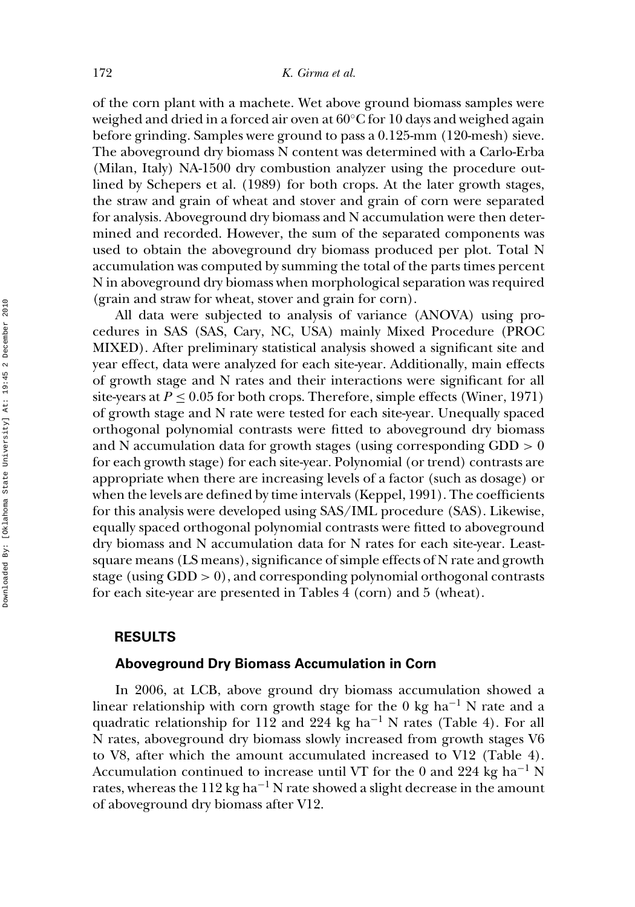of the corn plant with a machete. Wet above ground biomass samples were weighed and dried in a forced air oven at 60°C for 10 days and weighed again before grinding. Samples were ground to pass a 0.125-mm (120-mesh) sieve. The aboveground dry biomass N content was determined with a Carlo-Erba (Milan, Italy) NA-1500 dry combustion analyzer using the procedure outlined by Schepers et al. (1989) for both crops. At the later growth stages, the straw and grain of wheat and stover and grain of corn were separated for analysis. Aboveground dry biomass and N accumulation were then determined and recorded. However, the sum of the separated components was used to obtain the aboveground dry biomass produced per plot. Total N accumulation was computed by summing the total of the parts times percent N in aboveground dry biomass when morphological separation was required (grain and straw for wheat, stover and grain for corn).

All data were subjected to analysis of variance (ANOVA) using procedures in SAS (SAS, Cary, NC, USA) mainly Mixed Procedure (PROC MIXED). After preliminary statistical analysis showed a significant site and year effect, data were analyzed for each site-year. Additionally, main effects of growth stage and N rates and their interactions were significant for all site-years at $P \leq 0.05$ for both crops. Therefore, simple effects (Winer, 1971) of growth stage and N rate were tested for each site-year. Unequally spaced orthogonal polynomial contrasts were fitted to aboveground dry biomass and N accumulation data for growth stages (using corresponding GDD > 0 for each growth stage) for each site-year. Polynomial (or trend) contrasts are appropriate when there are increasing levels of a factor (such as dosage) or when the levels are defined by time intervals (Keppel, 1991). The coefficients for this analysis were developed using SAS/IML procedure (SAS). Likewise, equally spaced orthogonal polynomial contrasts were fitted to aboveground dry biomass and N accumulation data for N rates for each site-year. Least-square means (LS means), significance of simple effects of N rate and growth stage (using GDD > 0), and corresponding polynomial orthogonal contrasts for each site-year are presented in Tables 4 (corn) and 5 (wheat).

## RESULTS

### Aboveground Dry Biomass Accumulation in Corn

In 2006, at LCB, above ground dry biomass accumulation showed a linear relationship with corn growth stage for the 0 kg ha$^{-1}$ N rate and a quadratic relationship for 112 and 224 kg ha$^{-1}$ N rates (Table 4). For all N rates, aboveground dry biomass slowly increased from growth stages V6 to V8, after which the amount accumulated increased to V12 (Table 4). Accumulation continued to increase until VT for the 0 and 224 kg ha$^{-1}$ N rates, whereas the 112 kg ha$^{-1}$ N rate showed a slight decrease in the amount of aboveground dry biomass after V12.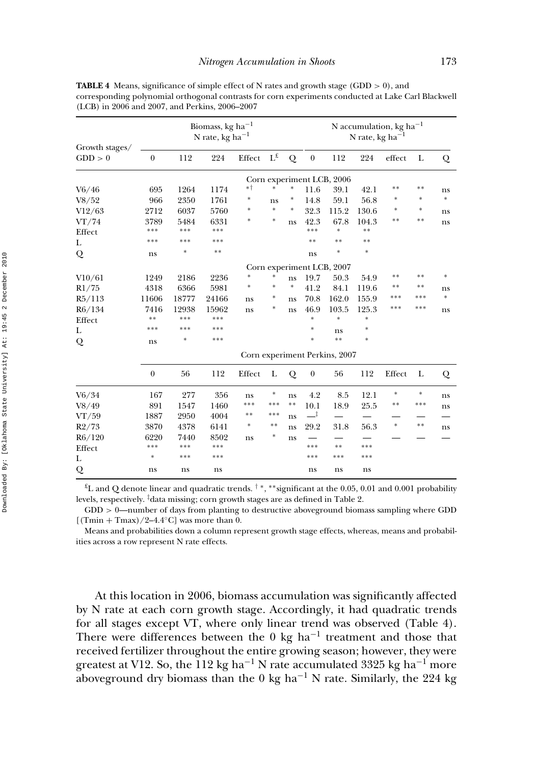**TABLE 4** Means, significance of simple effect of N rates and growth stage (GDD > 0), and corresponding polynomial orthogonal contrasts for corn experiments conducted at Lake Carl Blackwell (LCB) in 2006 and 2007, and Perkins, 2006–2007

| Growth stages/ GDD > 0 | Biomass, kg ha$^{-1}$ N rate, kg ha$^{-1}$ | | | | | | N accumulation, kg ha$^{-1}$ N rate, kg ha$^{-1}$ | | | | | |
|---|---|---|---|---|---|---|---|---|---|---|---|---|
| | 0 | 112 | 224 | Effect | L[£] | Q | 0 | 112 | 224 | effect | L | Q |
| | | | | | | Corn experiment LCB, 2006 | | | | | | |
| V6/46 | 695 | 1264 | 1174 | *[†] | * | * | 11.6 | 39.1 | 42.1 | ** | ** | ns |
| V8/52 | 966 | 2350 | 1761 | * | ns | * | 14.8 | 59.1 | 56.8 | * | * | * |
| V12/63 | 2712 | 6037 | 5760 | * | * | * | 32.3 | 115.2 | 130.6 | * | * | ns |
| VT/74 | 3789 | 5484 | 6331 | * | * | ns | 42.3 | 67.8 | 104.3 | ** | ** | ns |
| Effect | *** | *** | *** | | | | *** | * | ** | | | |
| L | *** | *** | *** | | | | ** | ** | ** | | | |
| Q | ns | * | ** | | | | ns | * | * | | | |
| | | | | | | Corn experiment LCB, 2007 | | | | | | |
| V10/61 | 1249 | 2186 | 2236 | * | * | ns | 19.7 | 50.3 | 54.9 | ** | ** | * |
| R1/75 | 4318 | 6366 | 5981 | * | * | * | 41.2 | 84.1 | 119.6 | ** | ** | ns |
| R5/113 | 11606 | 18777 | 24166 | ns | * | ns | 70.8 | 162.0 | 155.9 | *** | *** | * |
| R6/134 | 7416 | 12938 | 15962 | ns | * | ns | 46.9 | 103.5 | 125.3 | *** | *** | ns |
| Effect | ** | *** | *** | | | | * | * | * | | | |
| L | *** | *** | *** | | | | * | ns | * | | | |
| Q | ns | * | *** | | | | * | ** | * | | | |
| | | | | | | Corn experiment Perkins, 2007 | | | | | | |
| | 0 | 56 | 112 | Effect | L | Q | 0 | 56 | 112 | Effect | L | Q |
| V6/34 | 167 | 277 | 356 | ns | * | ns | 4.2 | 8.5 | 12.1 | * | * | ns |
| V8/49 | 891 | 1547 | 1460 | *** | *** | ** | 10.1 | 18.9 | 25.5 | ** | *** | ns |
| VT/59 | 1887 | 2950 | 4004 | ** | *** | ns | —[‡] | — | — | — | — | — |
| R2/73 | 3870 | 4378 | 6141 | * | ** | ns | 29.2 | 31.8 | 56.3 | * | ** | ns |
| R6/120 | 6220 | 7440 | 8502 | ns | * | ns | — | — | — | — | — | — |
| Effect | *** | *** | *** | | | | *** | ** | *** | | | |
| L | * | *** | *** | | | | *** | *** | *** | | | |
| Q | ns | ns | ns | | | | ns | ns | ns | | | |

[£]L and Q denote linear and quadratic trends. [†] *, **significant at the 0.05, 0.01 and 0.001 probability levels, respectively. [‡]data missing; corn growth stages are as defined in Table 2.

GDD > 0—number of days from planting to destructive aboveground biomass sampling where GDD [(Tmin + Tmax)/2–4.4°C] was more than 0.

Means and probabilities down a column represent growth stage effects, whereas, means and probabilities across a row represent N rate effects.

At this location in 2006, biomass accumulation was significantly affected by N rate at each corn growth stage. Accordingly, it had quadratic trends for all stages except VT, where only linear trend was observed (Table 4). There were differences between the 0 kg ha$^{-1}$ treatment and those that received fertilizer throughout the entire growing season; however, they were greatest at V12. So, the 112 kg ha$^{-1}$ N rate accumulated 3325 kg ha$^{-1}$ more aboveground dry biomass than the 0 kg ha$^{-1}$ N rate. Similarly, the 224 kg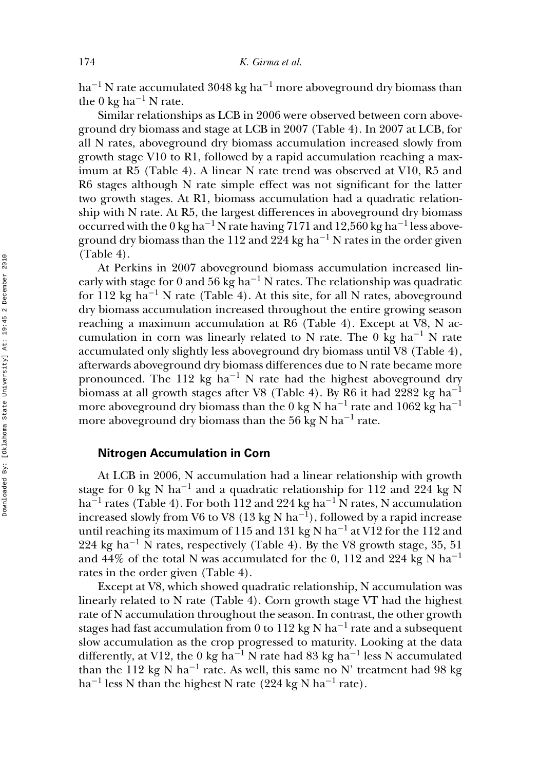ha$^{-1}$ N rate accumulated 3048 kg ha$^{-1}$ more aboveground dry biomass than the 0 kg ha$^{-1}$ N rate.

Similar relationships as LCB in 2006 were observed between corn aboveground dry biomass and stage at LCB in 2007 (Table 4). In 2007 at LCB, for all N rates, aboveground dry biomass accumulation increased slowly from growth stage V10 to R1, followed by a rapid accumulation reaching a maximum at R5 (Table 4). A linear N rate trend was observed at V10, R5 and R6 stages although N rate simple effect was not significant for the latter two growth stages. At R1, biomass accumulation had a quadratic relationship with N rate. At R5, the largest differences in aboveground dry biomass occurred with the 0 kg ha$^{-1}$ N rate having 7171 and 12,560 kg ha$^{-1}$ less aboveground dry biomass than the 112 and 224 kg ha$^{-1}$ N rates in the order given (Table 4).

At Perkins in 2007 aboveground biomass accumulation increased linearly with stage for 0 and 56 kg ha$^{-1}$ N rates. The relationship was quadratic for 112 kg ha$^{-1}$ N rate (Table 4). At this site, for all N rates, aboveground dry biomass accumulation increased throughout the entire growing season reaching a maximum accumulation at R6 (Table 4). Except at V8, N accumulation in corn was linearly related to N rate. The 0 kg ha$^{-1}$ N rate accumulated only slightly less aboveground dry biomass until V8 (Table 4), afterwards aboveground dry biomass differences due to N rate became more pronounced. The 112 kg ha$^{-1}$ N rate had the highest aboveground dry biomass at all growth stages after V8 (Table 4). By R6 it had 2282 kg ha$^{-1}$ more aboveground dry biomass than the 0 kg N ha$^{-1}$ rate and 1062 kg ha$^{-1}$ more aboveground dry biomass than the 56 kg N ha$^{-1}$ rate.

### Nitrogen Accumulation in Corn

At LCB in 2006, N accumulation had a linear relationship with growth stage for 0 kg N ha$^{-1}$ and a quadratic relationship for 112 and 224 kg N ha$^{-1}$ rates (Table 4). For both 112 and 224 kg ha$^{-1}$ N rates, N accumulation increased slowly from V6 to V8 (13 kg N ha$^{-1}$), followed by a rapid increase until reaching its maximum of 115 and 131 kg N ha$^{-1}$ at V12 for the 112 and 224 kg ha$^{-1}$ N rates, respectively (Table 4). By the V8 growth stage, 35, 51 and 44% of the total N was accumulated for the 0, 112 and 224 kg N ha$^{-1}$ rates in the order given (Table 4).

Except at V8, which showed quadratic relationship, N accumulation was linearly related to N rate (Table 4). Corn growth stage VT had the highest rate of N accumulation throughout the season. In contrast, the other growth stages had fast accumulation from 0 to 112 kg N ha$^{-1}$ rate and a subsequent slow accumulation as the crop progressed to maturity. Looking at the data differently, at V12, the 0 kg ha$^{-1}$ N rate had 83 kg ha$^{-1}$ less N accumulated than the 112 kg N ha$^{-1}$ rate. As well, this same no N' treatment had 98 kg ha$^{-1}$ less N than the highest N rate (224 kg N ha$^{-1}$ rate).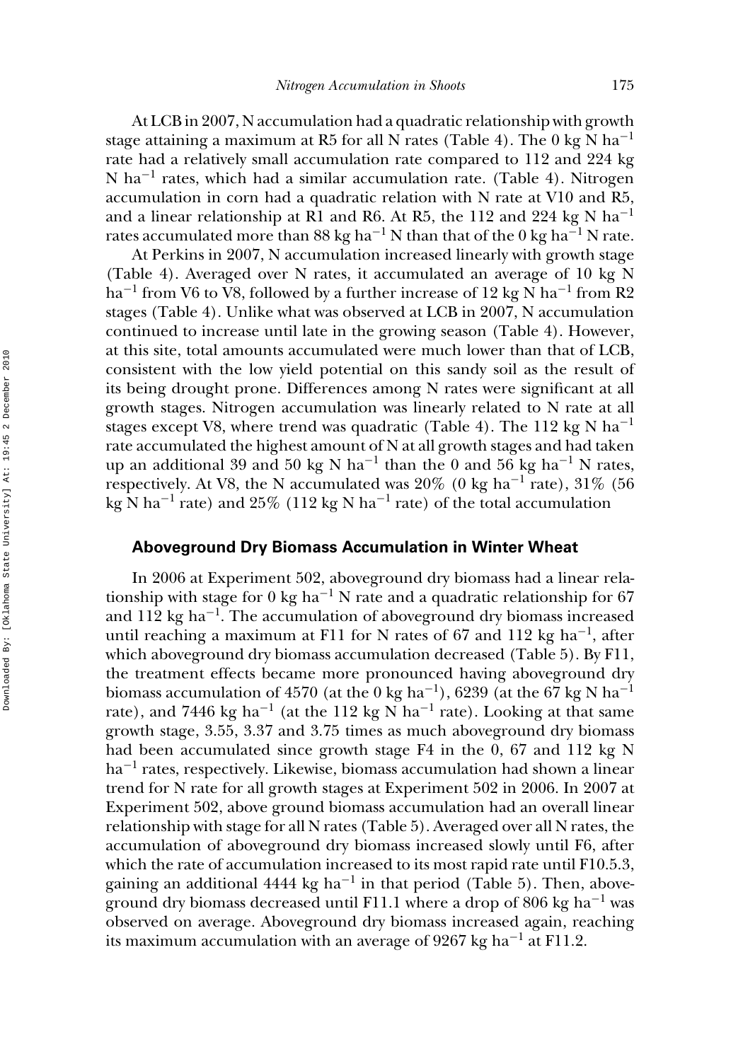At LCB in 2007, N accumulation had a quadratic relationship with growth stage attaining a maximum at R5 for all N rates (Table 4). The 0 kg N $ha^{-1}$ rate had a relatively small accumulation rate compared to 112 and 224 kg N $ha^{-1}$ rates, which had a similar accumulation rate. (Table 4). Nitrogen accumulation in corn had a quadratic relation with N rate at V10 and R5, and a linear relationship at R1 and R6. At R5, the 112 and 224 kg N $ha^{-1}$ rates accumulated more than 88 kg $ha^{-1}$ N than that of the 0 kg $ha^{-1}$ N rate.

At Perkins in 2007, N accumulation increased linearly with growth stage (Table 4). Averaged over N rates, it accumulated an average of 10 kg N $ha^{-1}$ from V6 to V8, followed by a further increase of 12 kg N $ha^{-1}$ from R2 stages (Table 4). Unlike what was observed at LCB in 2007, N accumulation continued to increase until late in the growing season (Table 4). However, at this site, total amounts accumulated were much lower than that of LCB, consistent with the low yield potential on this sandy soil as the result of its being drought prone. Differences among N rates were significant at all growth stages. Nitrogen accumulation was linearly related to N rate at all stages except V8, where trend was quadratic (Table 4). The 112 kg N $ha^{-1}$ rate accumulated the highest amount of N at all growth stages and had taken up an additional 39 and 50 kg N $ha^{-1}$ than the 0 and 56 kg $ha^{-1}$ N rates, respectively. At V8, the N accumulated was 20% (0 kg $ha^{-1}$ rate), 31% (56 kg N $ha^{-1}$ rate) and 25% (112 kg N $ha^{-1}$ rate) of the total accumulation

## Aboveground Dry Biomass Accumulation in Winter Wheat

In 2006 at Experiment 502, aboveground dry biomass had a linear relationship with stage for 0 kg $ha^{-1}$ N rate and a quadratic relationship for 67 and 112 kg $ha^{-1}$. The accumulation of aboveground dry biomass increased until reaching a maximum at F11 for N rates of 67 and 112 kg $ha^{-1}$, after which aboveground dry biomass accumulation decreased (Table 5). By F11, the treatment effects became more pronounced having aboveground dry biomass accumulation of 4570 (at the 0 kg $ha^{-1}$), 6239 (at the 67 kg N $ha^{-1}$ rate), and 7446 kg $ha^{-1}$ (at the 112 kg N $ha^{-1}$ rate). Looking at that same growth stage, 3.55, 3.37 and 3.75 times as much aboveground dry biomass had been accumulated since growth stage F4 in the 0, 67 and 112 kg N $ha^{-1}$ rates, respectively. Likewise, biomass accumulation had shown a linear trend for N rate for all growth stages at Experiment 502 in 2006. In 2007 at Experiment 502, above ground biomass accumulation had an overall linear relationship with stage for all N rates (Table 5). Averaged over all N rates, the accumulation of aboveground dry biomass increased slowly until F6, after which the rate of accumulation increased to its most rapid rate until F10.5.3, gaining an additional 4444 kg $ha^{-1}$ in that period (Table 5). Then, aboveground dry biomass decreased until F11.1 where a drop of 806 kg $ha^{-1}$ was observed on average. Aboveground dry biomass increased again, reaching its maximum accumulation with an average of 9267 kg $ha^{-1}$ at F11.2.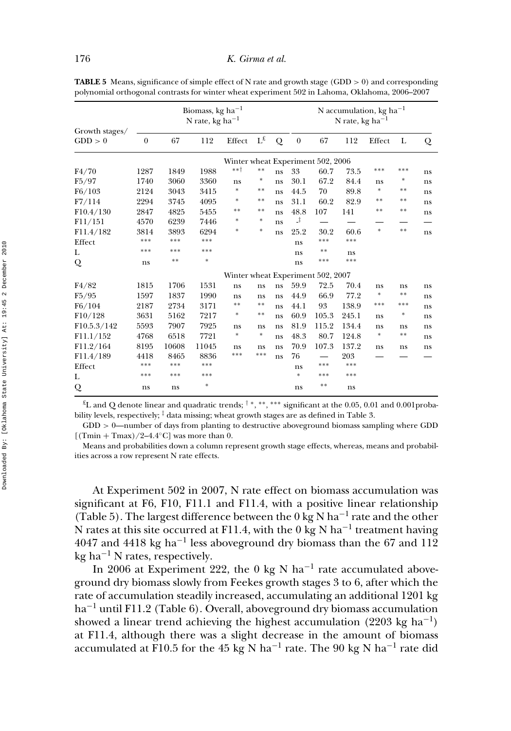**TABLE 5** Means, significance of simple effect of N rate and growth stage (GDD > 0) and corresponding polynomial orthogonal contrasts for winter wheat experiment 502 in Lahoma, Oklahoma, 2006–2007

| Growth stages/ GDD > 0 | Biomass, kg ha$^{-1}$ N rate, kg ha$^{-1}$ | | | | | | N accumulation, kg ha$^{-1}$ N rate, kg ha$^{-1}$ | | | | | |
|---|---|---|---|---|---|---|---|---|---|---|---|---|
| | 0 | 67 | 112 | Effect | L[£] | Q | 0 | 67 | 112 | Effect | L | Q |
| | | | | | Winter wheat Experiment 502, 2006 | | | | | | | |
| F4/70 | 1287 | 1849 | 1988 | **[†] | ** | ns | 33 | 60.7 | 73.5 | *** | *** | ns |
| F5/97 | 1740 | 3060 | 3360 | ns | * | ns | 30.1 | 67.2 | 84.4 | ns | * | ns |
| F6/103 | 2124 | 3043 | 3415 | * | ** | ns | 44.5 | 70 | 89.8 | * | ** | ns |
| F7/114 | 2294 | 3745 | 4095 | * | ** | ns | 31.1 | 60.2 | 82.9 | ** | ** | ns |
| F10.4/130 | 2847 | 4825 | 5455 | ** | ** | ns | 48.8 | 107 | 141 | ** | ** | ns |
| F11/151 | 4570 | 6239 | 7446 | * | * | ns | -[‡] | — | — | — | — | — |
| F11.4/182 | 3814 | 3893 | 6294 | * | * | ns | 25.2 | 30.2 | 60.6 | * | ** | ns |
| Effect | *** | *** | *** | | | | ns | *** | *** | | | |
| L | *** | *** | *** | | | | ns | ** | ns | | | |
| Q | ns | ** | * | | | | ns | *** | *** | | | |
| | | | | | Winter wheat Experiment 502, 2007 | | | | | | | |
| F4/82 | 1815 | 1706 | 1531 | ns | ns | ns | 59.9 | 72.5 | 70.4 | ns | ns | ns |
| F5/95 | 1597 | 1837 | 1990 | ns | ns | ns | 44.9 | 66.9 | 77.2 | * | ** | ns |
| F6/104 | 2187 | 2734 | 3171 | ** | ** | ns | 44.1 | 93 | 138.9 | *** | *** | ns |
| F10/128 | 3631 | 5162 | 7217 | * | ** | ns | 60.9 | 105.3 | 245.1 | ns | * | ns |
| F10.5.3/142 | 5593 | 7907 | 7925 | ns | ns | ns | 81.9 | 115.2 | 134.4 | ns | ns | ns |
| F11.1/152 | 4768 | 6518 | 7721 | * | * | ns | 48.3 | 80.7 | 124.8 | * | ** | ns |
| F11.2/164 | 8195 | 10608 | 11045 | ns | ns | ns | 70.9 | 107.3 | 137.2 | ns | ns | ns |
| F11.4/189 | 4418 | 8465 | 8836 | *** | *** | ns | 76 | — | 203 | — | — | — |
| Effect | *** | *** | *** | | | | ns | *** | *** | | | |
| L | *** | *** | *** | | | | * | *** | *** | | | |
| Q | ns | ns | * | | | | ns | ** | ns | | | |

[£]L and Q denote linear and quadratic trends; [†] *, **, *** significant at the 0.05, 0.01 and 0.001probability levels, respectively; [‡] data missing; wheat growth stages are as defined in Table 3.

GDD > 0—number of days from planting to destructive aboveground biomass sampling where GDD [(Tmin + Tmax)/2–4.4°C] was more than 0.

Means and probabilities down a column represent growth stage effects, whereas, means and probabilities across a row represent N rate effects.

At Experiment 502 in 2007, N rate effect on biomass accumulation was significant at F6, F10, F11.1 and F11.4, with a positive linear relationship (Table 5). The largest difference between the 0 kg N ha$^{-1}$ rate and the other N rates at this site occurred at F11.4, with the 0 kg N ha$^{-1}$ treatment having 4047 and 4418 kg ha$^{-1}$ less aboveground dry biomass than the 67 and 112 kg ha$^{-1}$ N rates, respectively.

In 2006 at Experiment 222, the 0 kg N ha$^{-1}$ rate accumulated aboveground dry biomass slowly from Feekes growth stages 3 to 6, after which the rate of accumulation steadily increased, accumulating an additional 1201 kg ha$^{-1}$ until F11.2 (Table 6). Overall, aboveground dry biomass accumulation showed a linear trend achieving the highest accumulation (2203 kg ha$^{-1}$) at F11.4, although there was a slight decrease in the amount of biomass accumulated at F10.5 for the 45 kg N ha$^{-1}$ rate. The 90 kg N ha$^{-1}$ rate did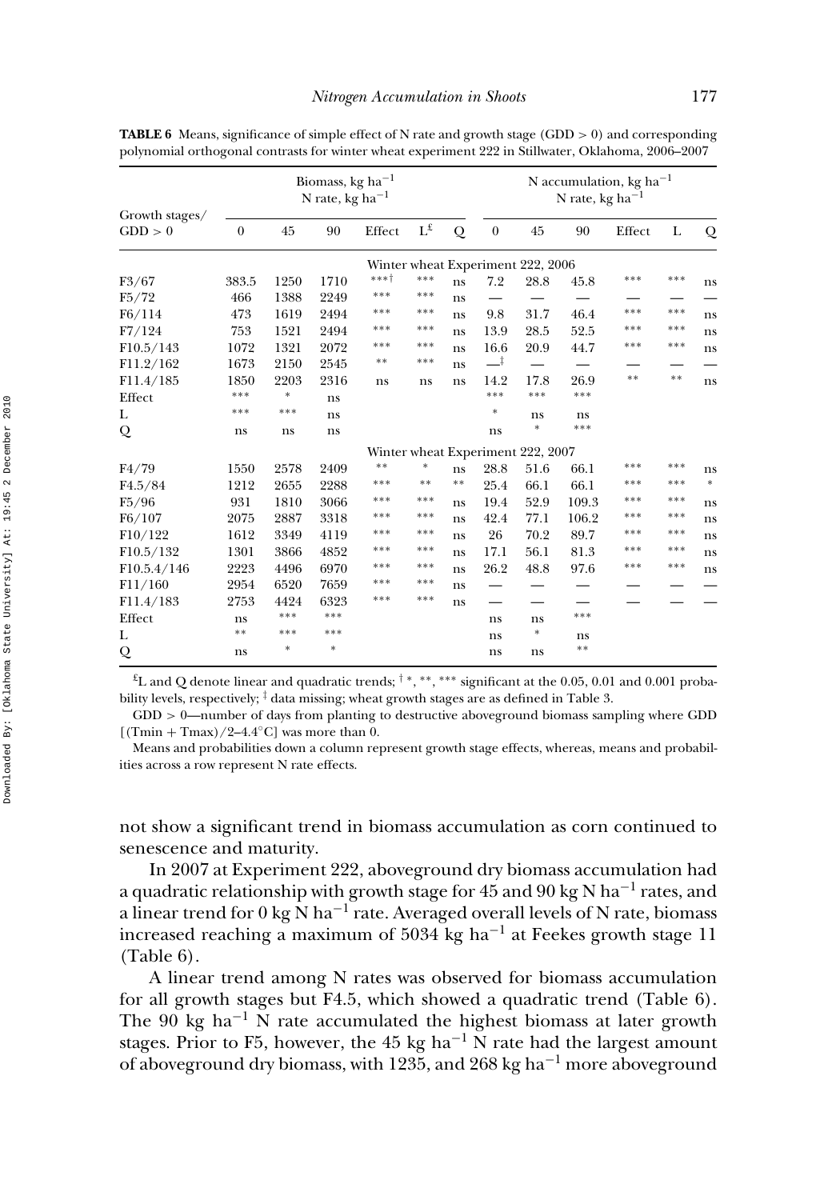**TABLE 6** Means, significance of simple effect of N rate and growth stage (GDD > 0) and corresponding polynomial orthogonal contrasts for winter wheat experiment 222 in Stillwater, Oklahoma, 2006–2007

| Growth stages/ GDD > 0 | Biomass, kg ha$^{-1}$ N rate, kg ha$^{-1}$ | | | | | | N accumulation, kg ha$^{-1}$ N rate, kg ha$^{-1}$ | | | | | |
|---|---|---|---|---|---|---|---|---|---|---|---|---|
| | 0 | 45 | 90 | Effect | L$^{£}$ | Q | 0 | 45 | 90 | Effect | L | Q |
| | | | | | | Winter wheat Experiment 222, 2006 | | | | | | |
| F3/67 | 383.5 | 1250 | 1710 | ***† | *** | ns | 7.2 | 28.8 | 45.8 | *** | *** | ns |
| F5/72 | 466 | 1388 | 2249 | *** | *** | ns | — | — | — | — | — | — |
| F6/114 | 473 | 1619 | 2494 | *** | *** | ns | 9.8 | 31.7 | 46.4 | *** | *** | ns |
| F7/124 | 753 | 1521 | 2494 | *** | *** | ns | 13.9 | 28.5 | 52.5 | *** | *** | ns |
| F10.5/143 | 1072 | 1321 | 2072 | *** | *** | ns | 16.6 | 20.9 | 44.7 | *** | *** | ns |
| F11.2/162 | 1673 | 2150 | 2545 | ** | *** | ns | —‡ | — | — | — | — | — |
| F11.4/185 | 1850 | 2203 | 2316 | ns | ns | ns | 14.2 | 17.8 | 26.9 | ** | ** | ns |
| Effect | *** | * | ns | | | | *** | *** | *** | | | |
| L | *** | *** | ns | | | | * | ns | ns | | | |
| Q | ns | ns | ns | | | | ns | * | *** | | | |
| | | | | | | Winter wheat Experiment 222, 2007 | | | | | | |
| F4/79 | 1550 | 2578 | 2409 | ** | * | ns | 28.8 | 51.6 | 66.1 | *** | *** | ns |
| F4.5/84 | 1212 | 2655 | 2288 | *** | ** | ** | 25.4 | 66.1 | 66.1 | *** | *** | * |
| F5/96 | 931 | 1810 | 3066 | *** | *** | ns | 19.4 | 52.9 | 109.3 | *** | *** | ns |
| F6/107 | 2075 | 2887 | 3318 | *** | *** | ns | 42.4 | 77.1 | 106.2 | *** | *** | ns |
| F10/122 | 1612 | 3349 | 4119 | *** | *** | ns | 26 | 70.2 | 89.7 | *** | *** | ns |
| F10.5/132 | 1301 | 3866 | 4852 | *** | *** | ns | 17.1 | 56.1 | 81.3 | *** | *** | ns |
| F10.5.4/146 | 2223 | 4496 | 6970 | *** | *** | ns | 26.2 | 48.8 | 97.6 | *** | *** | ns |
| F11/160 | 2954 | 6520 | 7659 | *** | *** | ns | — | — | — | — | — | — |
| F11.4/183 | 2753 | 4424 | 6323 | *** | *** | ns | — | — | — | — | — | — |
| Effect | ns | *** | *** | | | | ns | ns | *** | | | |
| L | ** | *** | *** | | | | ns | * | ns | | | |
| Q | ns | * | * | | | | ns | ns | ** | | | |

£L and Q denote linear and quadratic trends; † *, **, *** significant at the 0.05, 0.01 and 0.001 probability levels, respectively; ‡ data missing; wheat growth stages are as defined in Table 3.

GDD > 0—number of days from planting to destructive aboveground biomass sampling where GDD [(Tmin + Tmax)/2–4.4°C] was more than 0.

Means and probabilities down a column represent growth stage effects, whereas, means and probabilities across a row represent N rate effects.

not show a significant trend in biomass accumulation as corn continued to senescence and maturity.

In 2007 at Experiment 222, aboveground dry biomass accumulation had a quadratic relationship with growth stage for 45 and 90 kg N ha$^{-1}$ rates, and a linear trend for 0 kg N ha$^{-1}$ rate. Averaged overall levels of N rate, biomass increased reaching a maximum of 5034 kg ha$^{-1}$ at Feekes growth stage 11 (Table 6).

A linear trend among N rates was observed for biomass accumulation for all growth stages but F4.5, which showed a quadratic trend (Table 6). The 90 kg ha$^{-1}$ N rate accumulated the highest biomass at later growth stages. Prior to F5, however, the 45 kg ha$^{-1}$ N rate had the largest amount of aboveground dry biomass, with 1235, and 268 kg ha$^{-1}$ more aboveground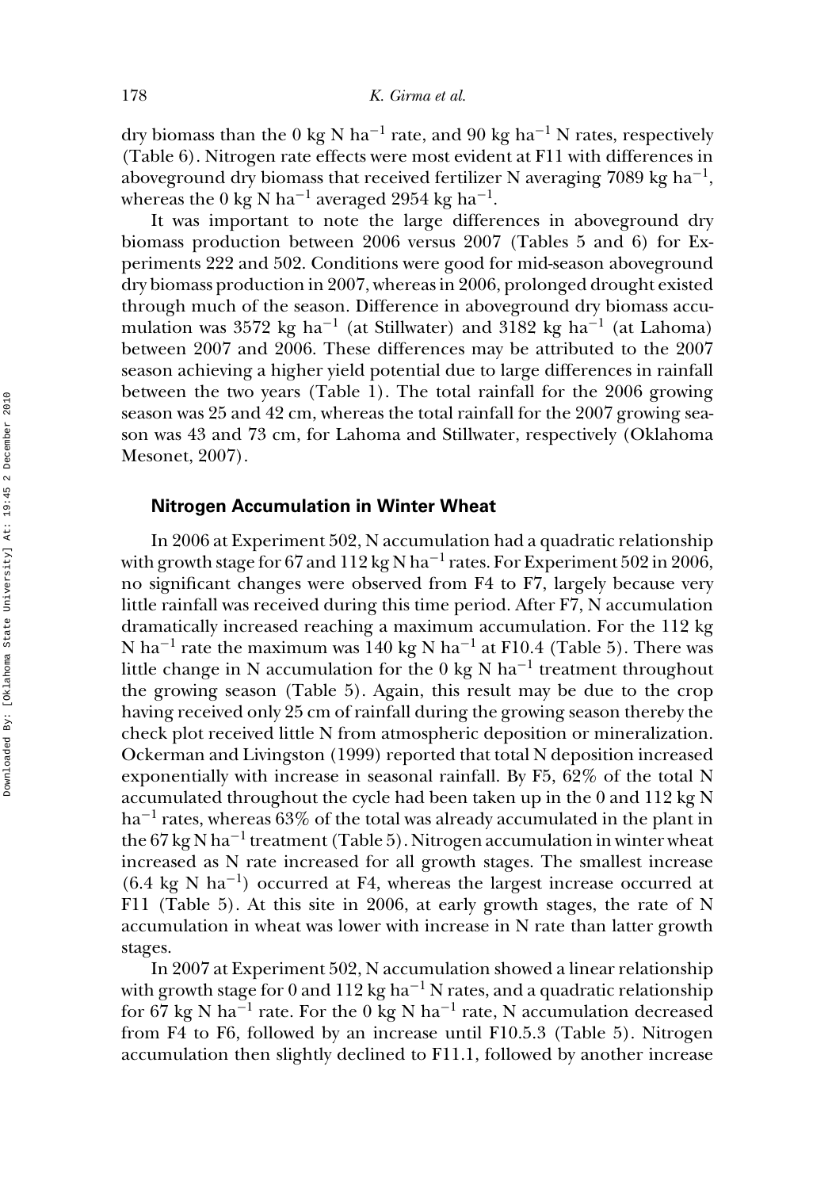dry biomass than the 0 kg N ha$^{-1}$ rate, and 90 kg ha$^{-1}$ N rates, respectively (Table 6). Nitrogen rate effects were most evident at F11 with differences in aboveground dry biomass that received fertilizer N averaging 7089 kg ha$^{-1}$, whereas the 0 kg N ha$^{-1}$ averaged 2954 kg ha$^{-1}$.

It was important to note the large differences in aboveground dry biomass production between 2006 versus 2007 (Tables 5 and 6) for Experiments 222 and 502. Conditions were good for mid-season aboveground dry biomass production in 2007, whereas in 2006, prolonged drought existed through much of the season. Difference in aboveground dry biomass accumulation was 3572 kg ha$^{-1}$ (at Stillwater) and 3182 kg ha$^{-1}$ (at Lahoma) between 2007 and 2006. These differences may be attributed to the 2007 season achieving a higher yield potential due to large differences in rainfall between the two years (Table 1). The total rainfall for the 2006 growing season was 25 and 42 cm, whereas the total rainfall for the 2007 growing season was 43 and 73 cm, for Lahoma and Stillwater, respectively (Oklahoma Mesonet, 2007).

### Nitrogen Accumulation in Winter Wheat

In 2006 at Experiment 502, N accumulation had a quadratic relationship with growth stage for 67 and 112 kg N ha$^{-1}$ rates. For Experiment 502 in 2006, no significant changes were observed from F4 to F7, largely because very little rainfall was received during this time period. After F7, N accumulation dramatically increased reaching a maximum accumulation. For the 112 kg N ha$^{-1}$ rate the maximum was 140 kg N ha$^{-1}$ at F10.4 (Table 5). There was little change in N accumulation for the 0 kg N ha$^{-1}$ treatment throughout the growing season (Table 5). Again, this result may be due to the crop having received only 25 cm of rainfall during the growing season thereby the check plot received little N from atmospheric deposition or mineralization. Ockerman and Livingston (1999) reported that total N deposition increased exponentially with increase in seasonal rainfall. By F5, 62% of the total N accumulated throughout the cycle had been taken up in the 0 and 112 kg N ha$^{-1}$ rates, whereas 63% of the total was already accumulated in the plant in the 67 kg N ha$^{-1}$ treatment (Table 5). Nitrogen accumulation in winter wheat increased as N rate increased for all growth stages. The smallest increase (6.4 kg N ha$^{-1}$) occurred at F4, whereas the largest increase occurred at F11 (Table 5). At this site in 2006, at early growth stages, the rate of N accumulation in wheat was lower with increase in N rate than latter growth stages.

In 2007 at Experiment 502, N accumulation showed a linear relationship with growth stage for 0 and 112 kg ha$^{-1}$ N rates, and a quadratic relationship for 67 kg N ha$^{-1}$ rate. For the 0 kg N ha$^{-1}$ rate, N accumulation decreased from F4 to F6, followed by an increase until F10.5.3 (Table 5). Nitrogen accumulation then slightly declined to F11.1, followed by another increase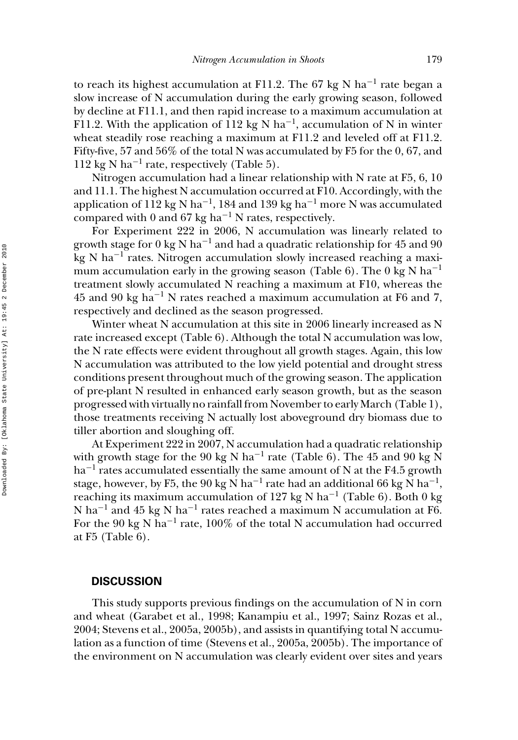to reach its highest accumulation at F11.2. The 67 kg N ha$^{-1}$ rate began a slow increase of N accumulation during the early growing season, followed by decline at F11.1, and then rapid increase to a maximum accumulation at F11.2. With the application of 112 kg N ha$^{-1}$, accumulation of N in winter wheat steadily rose reaching a maximum at F11.2 and leveled off at F11.2. Fifty-five, 57 and 56% of the total N was accumulated by F5 for the 0, 67, and 112 kg N ha$^{-1}$ rate, respectively (Table 5).

Nitrogen accumulation had a linear relationship with N rate at F5, 6, 10 and 11.1. The highest N accumulation occurred at F10. Accordingly, with the application of 112 kg N ha$^{-1}$, 184 and 139 kg ha$^{-1}$ more N was accumulated compared with 0 and 67 kg ha$^{-1}$ N rates, respectively.

For Experiment 222 in 2006, N accumulation was linearly related to growth stage for 0 kg N ha$^{-1}$ and had a quadratic relationship for 45 and 90 kg N ha$^{-1}$ rates. Nitrogen accumulation slowly increased reaching a maximum accumulation early in the growing season (Table 6). The 0 kg N ha$^{-1}$ treatment slowly accumulated N reaching a maximum at F10, whereas the 45 and 90 kg ha$^{-1}$ N rates reached a maximum accumulation at F6 and 7, respectively and declined as the season progressed.

Winter wheat N accumulation at this site in 2006 linearly increased as N rate increased except (Table 6). Although the total N accumulation was low, the N rate effects were evident throughout all growth stages. Again, this low N accumulation was attributed to the low yield potential and drought stress conditions present throughout much of the growing season. The application of pre-plant N resulted in enhanced early season growth, but as the season progressed with virtually no rainfall from November to early March (Table 1), those treatments receiving N actually lost aboveground dry biomass due to tiller abortion and sloughing off.

At Experiment 222 in 2007, N accumulation had a quadratic relationship with growth stage for the 90 kg N ha$^{-1}$ rate (Table 6). The 45 and 90 kg N ha$^{-1}$ rates accumulated essentially the same amount of N at the F4.5 growth stage, however, by F5, the 90 kg N ha$^{-1}$ rate had an additional 66 kg N ha$^{-1}$, reaching its maximum accumulation of 127 kg N ha$^{-1}$ (Table 6). Both 0 kg N ha$^{-1}$ and 45 kg N ha$^{-1}$ rates reached a maximum N accumulation at F6. For the 90 kg N ha$^{-1}$ rate, 100% of the total N accumulation had occurred at F5 (Table 6).

## DISCUSSION

This study supports previous findings on the accumulation of N in corn and wheat (Garabet et al., 1998; Kanampiu et al., 1997; Sainz Rozas et al., 2004; Stevens et al., 2005a, 2005b), and assists in quantifying total N accumulation as a function of time (Stevens et al., 2005a, 2005b). The importance of the environment on N accumulation was clearly evident over sites and years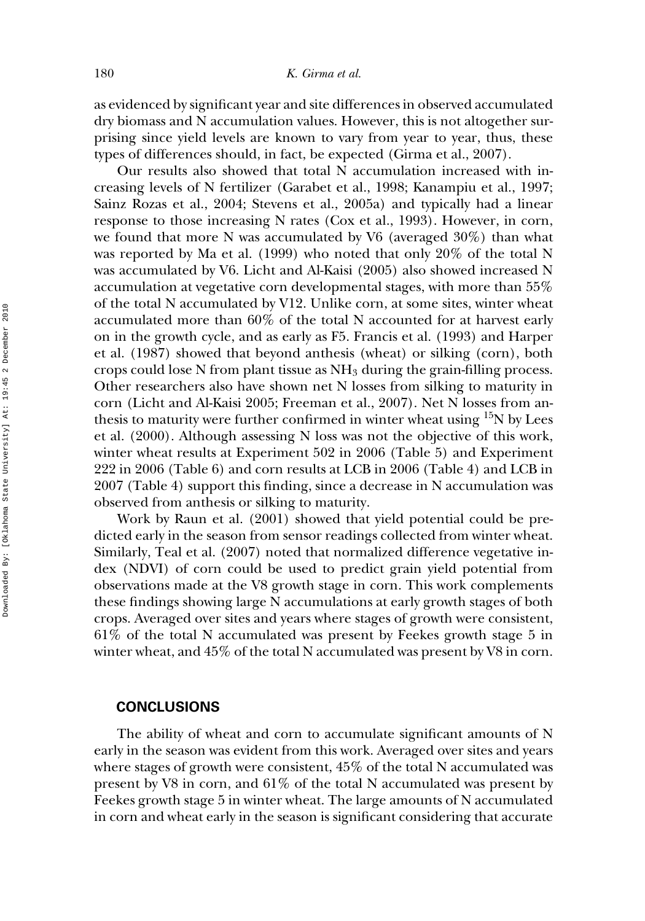as evidenced by significant year and site differences in observed accumulated dry biomass and N accumulation values. However, this is not altogether surprising since yield levels are known to vary from year to year, thus, these types of differences should, in fact, be expected (Girma et al., 2007).

Our results also showed that total N accumulation increased with increasing levels of N fertilizer (Garabet et al., 1998; Kanampiu et al., 1997; Sainz Rozas et al., 2004; Stevens et al., 2005a) and typically had a linear response to those increasing N rates (Cox et al., 1993). However, in corn, we found that more N was accumulated by V6 (averaged 30%) than what was reported by Ma et al. (1999) who noted that only 20% of the total N was accumulated by V6. Licht and Al-Kaisi (2005) also showed increased N accumulation at vegetative corn developmental stages, with more than 55% of the total N accumulated by V12. Unlike corn, at some sites, winter wheat accumulated more than 60% of the total N accounted for at harvest early on in the growth cycle, and as early as F5. Francis et al. (1993) and Harper et al. (1987) showed that beyond anthesis (wheat) or silking (corn), both crops could lose N from plant tissue as $NH_3$ during the grain-filling process. Other researchers also have shown net N losses from silking to maturity in corn (Licht and Al-Kaisi 2005; Freeman et al., 2007). Net N losses from anthesis to maturity were further confirmed in winter wheat using $^{15}N$ by Lees et al. (2000). Although assessing N loss was not the objective of this work, winter wheat results at Experiment 502 in 2006 (Table 5) and Experiment 222 in 2006 (Table 6) and corn results at LCB in 2006 (Table 4) and LCB in 2007 (Table 4) support this finding, since a decrease in N accumulation was observed from anthesis or silking to maturity.

Work by Raun et al. (2001) showed that yield potential could be predicted early in the season from sensor readings collected from winter wheat. Similarly, Teal et al. (2007) noted that normalized difference vegetative index (NDVI) of corn could be used to predict grain yield potential from observations made at the V8 growth stage in corn. This work complements these findings showing large N accumulations at early growth stages of both crops. Averaged over sites and years where stages of growth were consistent, 61% of the total N accumulated was present by Feekes growth stage 5 in winter wheat, and 45% of the total N accumulated was present by V8 in corn.

## CONCLUSIONS

The ability of wheat and corn to accumulate significant amounts of N early in the season was evident from this work. Averaged over sites and years where stages of growth were consistent, 45% of the total N accumulated was present by V8 in corn, and 61% of the total N accumulated was present by Feekes growth stage 5 in winter wheat. The large amounts of N accumulated in corn and wheat early in the season is significant considering that accurate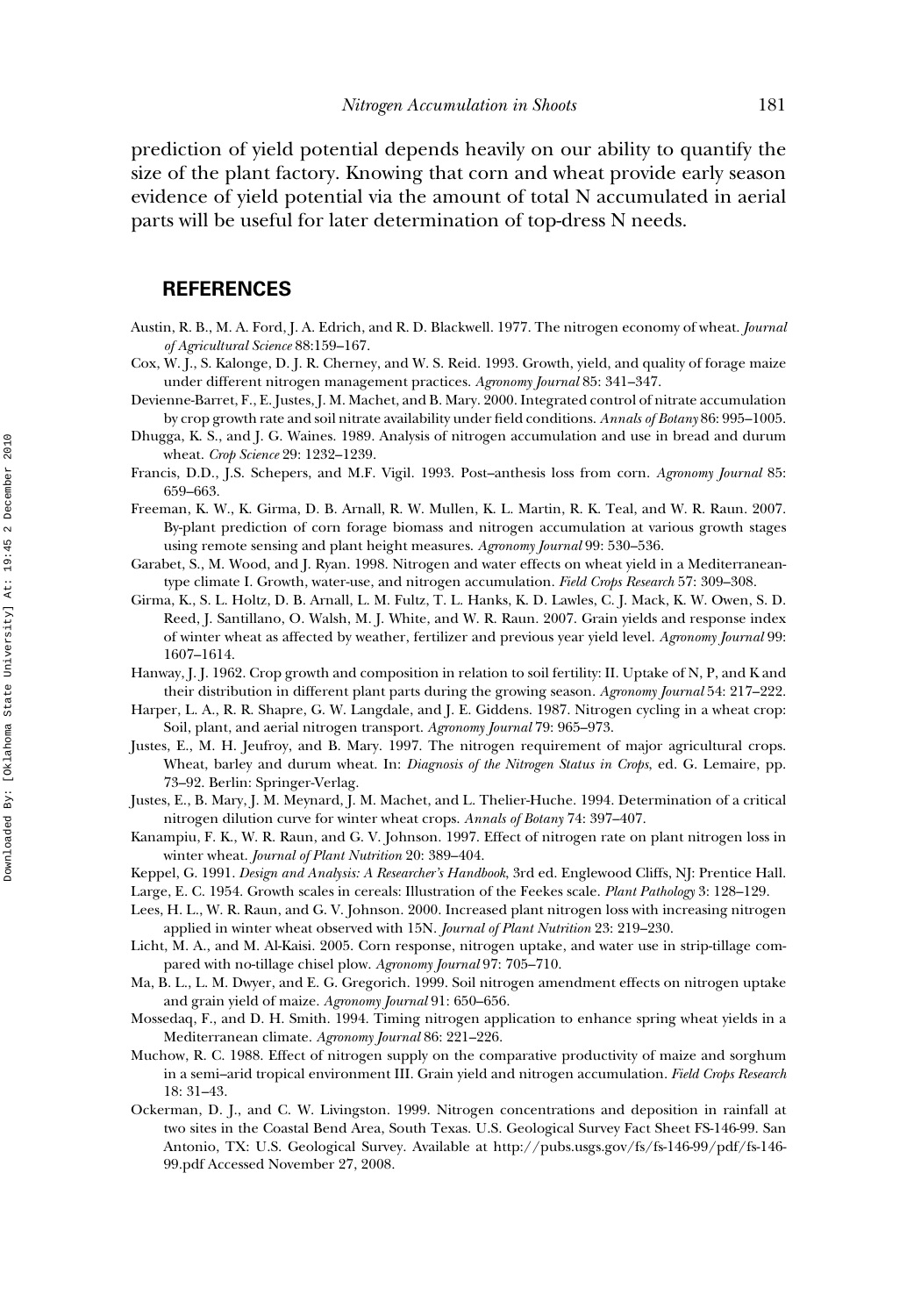prediction of yield potential depends heavily on our ability to quantify the size of the plant factory. Knowing that corn and wheat provide early season evidence of yield potential via the amount of total N accumulated in aerial parts will be useful for later determination of top-dress N needs.

## REFERENCES

Austin, R. B., M. A. Ford, J. A. Edrich, and R. D. Blackwell. 1977. The nitrogen economy of wheat. *Journal of Agricultural Science* 88:159–167.

Cox, W. J., S. Kalonge, D. J. R. Cherney, and W. S. Reid. 1993. Growth, yield, and quality of forage maize under different nitrogen management practices. *Agronomy Journal* 85: 341–347.

Devienne-Barret, F., E. Justes, J. M. Machet, and B. Mary. 2000. Integrated control of nitrate accumulation by crop growth rate and soil nitrate availability under field conditions. *Annals of Botany* 86: 995–1005.

Dhugga, K. S., and J. G. Waines. 1989. Analysis of nitrogen accumulation and use in bread and durum wheat. *Crop Science* 29: 1232–1239.

Francis, D.D., J.S. Schepers, and M.F. Vigil. 1993. Post–anthesis loss from corn. *Agronomy Journal* 85: 659–663.

Freeman, K. W., K. Girma, D. B. Arnall, R. W. Mullen, K. L. Martin, R. K. Teal, and W. R. Raun. 2007. By-plant prediction of corn forage biomass and nitrogen accumulation at various growth stages using remote sensing and plant height measures. *Agronomy Journal* 99: 530–536.

Garabet, S., M. Wood, and J. Ryan. 1998. Nitrogen and water effects on wheat yield in a Mediterranean-type climate I. Growth, water-use, and nitrogen accumulation. *Field Crops Research* 57: 309–308.

Girma, K., S. L. Holtz, D. B. Arnall, L. M. Fultz, T. L. Hanks, K. D. Lawles, C. J. Mack, K. W. Owen, S. D. Reed, J. Santillano, O. Walsh, M. J. White, and W. R. Raun. 2007. Grain yields and response index of winter wheat as affected by weather, fertilizer and previous year yield level. *Agronomy Journal* 99: 1607–1614.

Hanway, J. J. 1962. Crop growth and composition in relation to soil fertility: II. Uptake of N, P, and K and their distribution in different plant parts during the growing season. *Agronomy Journal* 54: 217–222.

Harper, L. A., R. R. Shapre, G. W. Langdale, and J. E. Giddens. 1987. Nitrogen cycling in a wheat crop: Soil, plant, and aerial nitrogen transport. *Agronomy Journal* 79: 965–973.

Justes, E., M. H. Jeufroy, and B. Mary. 1997. The nitrogen requirement of major agricultural crops. Wheat, barley and durum wheat. In: *Diagnosis of the Nitrogen Status in Crops*, ed. G. Lemaire, pp. 73–92. Berlin: Springer-Verlag.

Justes, E., B. Mary, J. M. Meynard, J. M. Machet, and L. Thelier-Huche. 1994. Determination of a critical nitrogen dilution curve for winter wheat crops. *Annals of Botany* 74: 397–407.

Kanampiu, F. K., W. R. Raun, and G. V. Johnson. 1997. Effect of nitrogen rate on plant nitrogen loss in winter wheat. *Journal of Plant Nutrition* 20: 389–404.

Keppel, G. 1991. *Design and Analysis: A Researcher's Handbook*, 3rd ed. Englewood Cliffs, NJ: Prentice Hall.

Large, E. C. 1954. Growth scales in cereals: Illustration of the Feekes scale. *Plant Pathology* 3: 128–129.

Lees, H. L., W. R. Raun, and G. V. Johnson. 2000. Increased plant nitrogen loss with increasing nitrogen applied in winter wheat observed with 15N. *Journal of Plant Nutrition* 23: 219–230.

Licht, M. A., and M. Al-Kaisi. 2005. Corn response, nitrogen uptake, and water use in strip-tillage compared with no-tillage chisel plow. *Agronomy Journal* 97: 705–710.

Ma, B. L., L. M. Dwyer, and E. G. Gregorich. 1999. Soil nitrogen amendment effects on nitrogen uptake and grain yield of maize. *Agronomy Journal* 91: 650–656.

Mossedaq, F., and D. H. Smith. 1994. Timing nitrogen application to enhance spring wheat yields in a Mediterranean climate. *Agronomy Journal* 86: 221–226.

Muchow, R. C. 1988. Effect of nitrogen supply on the comparative productivity of maize and sorghum in a semi–arid tropical environment III. Grain yield and nitrogen accumulation. *Field Crops Research* 18: 31–43.

Ockerman, D. J., and C. W. Livingston. 1999. Nitrogen concentrations and deposition in rainfall at two sites in the Coastal Bend Area, South Texas. U.S. Geological Survey Fact Sheet FS-146-99. San Antonio, TX: U.S. Geological Survey. Available at http://pubs.usgs.gov/fs/fs-146-99/pdf/fs-146-99.pdf Accessed November 27, 2008.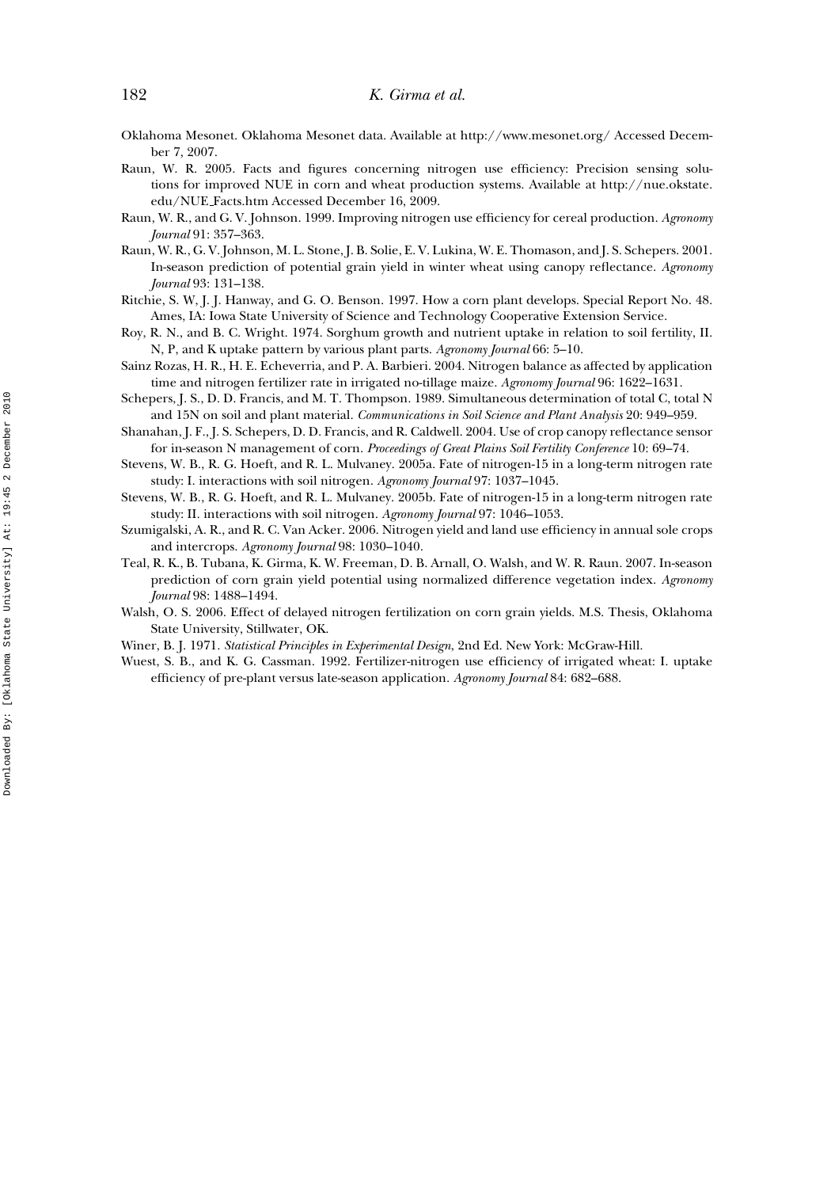Oklahoma Mesonet. Oklahoma Mesonet data. Available at http://www.mesonet.org/ Accessed December 7, 2007.

Raun, W. R. 2005. Facts and figures concerning nitrogen use efficiency: Precision sensing solutions for improved NUE in corn and wheat production systems. Available at http://nue.okstate.edu/NUE_Facts.htm Accessed December 16, 2009.

Raun, W. R., and G. V. Johnson. 1999. Improving nitrogen use efficiency for cereal production. *Agronomy Journal* 91: 357–363.

Raun, W. R., G. V. Johnson, M. L. Stone, J. B. Solie, E. V. Lukina, W. E. Thomason, and J. S. Schepers. 2001. In-season prediction of potential grain yield in winter wheat using canopy reflectance. *Agronomy Journal* 93: 131–138.

Ritchie, S. W, J. J. Hanway, and G. O. Benson. 1997. How a corn plant develops. Special Report No. 48. Ames, IA: Iowa State University of Science and Technology Cooperative Extension Service.

Roy, R. N., and B. C. Wright. 1974. Sorghum growth and nutrient uptake in relation to soil fertility, II. N, P, and K uptake pattern by various plant parts. *Agronomy Journal* 66: 5–10.

Sainz Rozas, H. R., H. E. Echeverria, and P. A. Barbieri. 2004. Nitrogen balance as affected by application time and nitrogen fertilizer rate in irrigated no-tillage maize. *Agronomy Journal* 96: 1622–1631.

Schepers, J. S., D. D. Francis, and M. T. Thompson. 1989. Simultaneous determination of total C, total N and 15N on soil and plant material. *Communications in Soil Science and Plant Analysis* 20: 949–959.

Shanahan, J. F., J. S. Schepers, D. D. Francis, and R. Caldwell. 2004. Use of crop canopy reflectance sensor for in-season N management of corn. *Proceedings of Great Plains Soil Fertility Conference* 10: 69–74.

Stevens, W. B., R. G. Hoeft, and R. L. Mulvaney. 2005a. Fate of nitrogen-15 in a long-term nitrogen rate study: I. interactions with soil nitrogen. *Agronomy Journal* 97: 1037–1045.

Stevens, W. B., R. G. Hoeft, and R. L. Mulvaney. 2005b. Fate of nitrogen-15 in a long-term nitrogen rate study: II. interactions with soil nitrogen. *Agronomy Journal* 97: 1046–1053.

Szumigalski, A. R., and R. C. Van Acker. 2006. Nitrogen yield and land use efficiency in annual sole crops and intercrops. *Agronomy Journal* 98: 1030–1040.

Teal, R. K., B. Tubana, K. Girma, K. W. Freeman, D. B. Arnall, O. Walsh, and W. R. Raun. 2007. In-season prediction of corn grain yield potential using normalized difference vegetation index. *Agronomy Journal* 98: 1488–1494.

Walsh, O. S. 2006. Effect of delayed nitrogen fertilization on corn grain yields. M.S. Thesis, Oklahoma State University, Stillwater, OK.

Winer, B. J. 1971. *Statistical Principles in Experimental Design*, 2nd Ed. New York: McGraw-Hill.

Wuest, S. B., and K. G. Cassman. 1992. Fertilizer-nitrogen use efficiency of irrigated wheat: I. uptake efficiency of pre-plant versus late-season application. *Agronomy Journal* 84: 682–688.